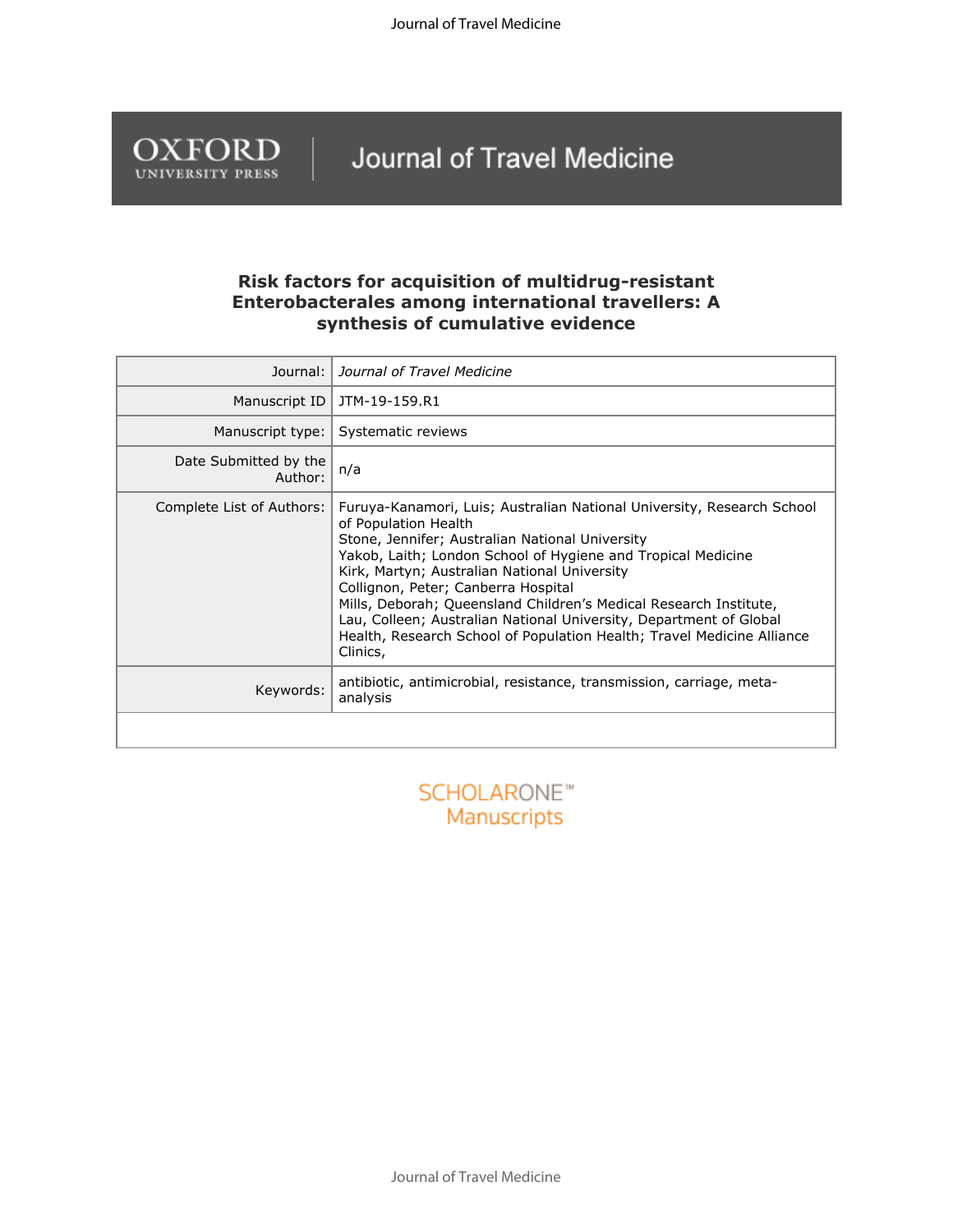# Risk factors for acquisition of multidrug-resistant Enterobacterales among international travellers: A synthesis of cumulative evidence

| | |
|---|---|
| Journal: | *Journal of Travel Medicine* |
| Manuscript ID | JTM-19-159.R1 |
| Manuscript type: | Systematic reviews |
| Date Submitted by the Author: | n/a |
| Complete List of Authors: | Furuya-Kanamori, Luis; Australian National University, Research School of Population Health<br>Stone, Jennifer; Australian National University<br>Yakob, Laith; London School of Hygiene and Tropical Medicine<br>Kirk, Martyn; Australian National University<br>Collignon, Peter; Canberra Hospital<br>Mills, Deborah; Queensland Children's Medical Research Institute,<br>Lau, Colleen; Australian National University, Department of Global Health, Research School of Population Health; Travel Medicine Alliance Clinics, |
| Keywords: | antibiotic, antimicrobial, resistance, transmission, carriage, meta-analysis |
| | |

SCHOLARONE™ Manuscripts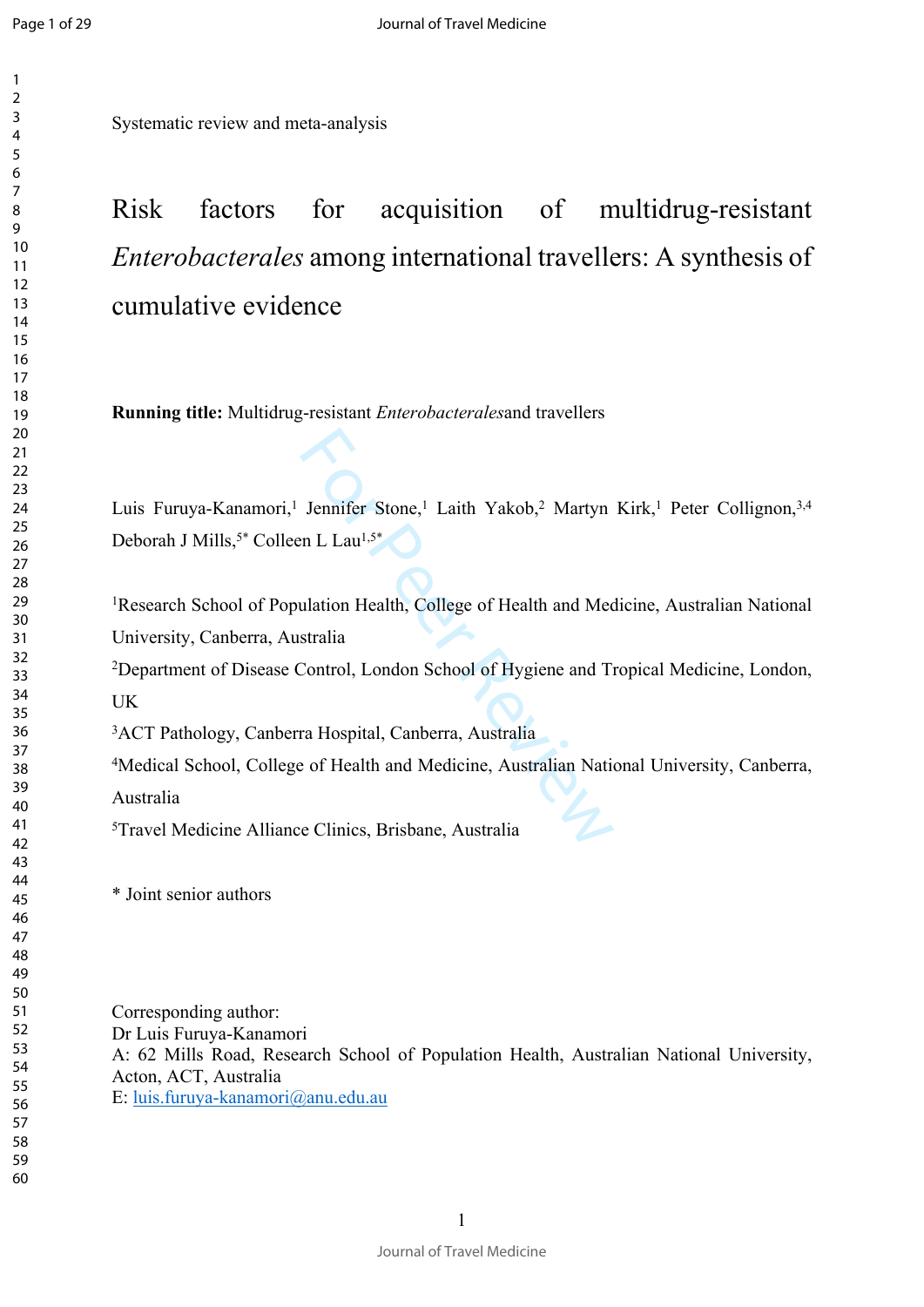Systematic review and meta-analysis

# Risk factors for acquisition of multidrug-resistant *Enterobacterales* among international travellers: A synthesis of cumulative evidence

**Running title:** Multidrug-resistant *Enterobacterales* and travellers

Luis Furuya-Kanamori,[1] Jennifer Stone,[1] Laith Yakob,[2] Martyn Kirk,[1] Peter Collignon,[3,4] Deborah J Mills,[5*] Colleen L Lau[1,5*]

[1]Research School of Population Health, College of Health and Medicine, Australian National University, Canberra, Australia

[2]Department of Disease Control, London School of Hygiene and Tropical Medicine, London, UK

[3]ACT Pathology, Canberra Hospital, Canberra, Australia

[4]Medical School, College of Health and Medicine, Australian National University, Canberra, Australia

[5]Travel Medicine Alliance Clinics, Brisbane, Australia

* Joint senior authors

Corresponding author:
Dr Luis Furuya-Kanamori
A: 62 Mills Road, Research School of Population Health, Australian National University, Acton, ACT, Australia
E: luis.furuya-kanamori@anu.edu.au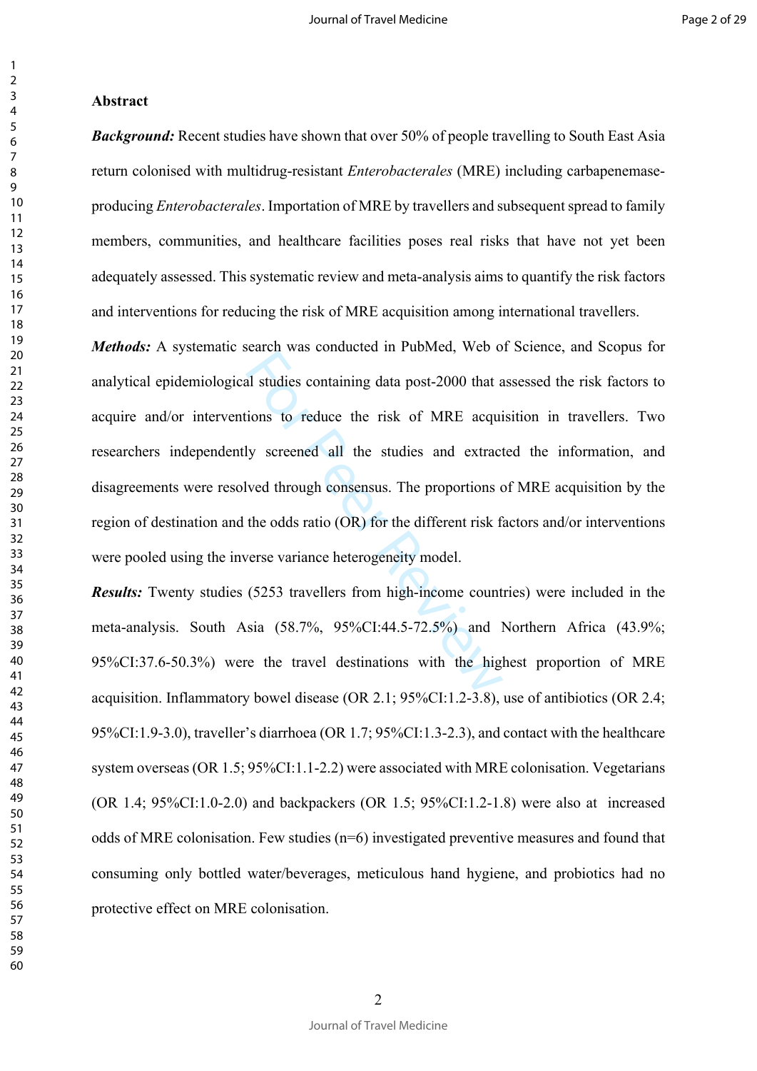## Abstract

***Background:*** Recent studies have shown that over 50% of people travelling to South East Asia return colonised with multidrug-resistant *Enterobacterales* (MRE) including carbapenemase-producing *Enterobacterales*. Importation of MRE by travellers and subsequent spread to family members, communities, and healthcare facilities poses real risks that have not yet been adequately assessed. This systematic review and meta-analysis aims to quantify the risk factors and interventions for reducing the risk of MRE acquisition among international travellers.

***Methods:*** A systematic search was conducted in PubMed, Web of Science, and Scopus for analytical epidemiological studies containing data post-2000 that assessed the risk factors to acquire and/or interventions to reduce the risk of MRE acquisition in travellers. Two researchers independently screened all the studies and extracted the information, and disagreements were resolved through consensus. The proportions of MRE acquisition by the region of destination and the odds ratio (OR) for the different risk factors and/or interventions were pooled using the inverse variance heterogeneity model.

***Results:*** Twenty studies (5253 travellers from high-income countries) were included in the meta-analysis. South Asia (58.7%, 95%CI:44.5-72.5%) and Northern Africa (43.9%; 95%CI:37.6-50.3%) were the travel destinations with the highest proportion of MRE acquisition. Inflammatory bowel disease (OR 2.1; 95%CI:1.2-3.8), use of antibiotics (OR 2.4; 95%CI:1.9-3.0), traveller's diarrhoea (OR 1.7; 95%CI:1.3-2.3), and contact with the healthcare system overseas (OR 1.5; 95%CI:1.1-2.2) were associated with MRE colonisation. Vegetarians (OR 1.4; 95%CI:1.0-2.0) and backpackers (OR 1.5; 95%CI:1.2-1.8) were also at increased odds of MRE colonisation. Few studies (n=6) investigated preventive measures and found that consuming only bottled water/beverages, meticulous hand hygiene, and probiotics had no protective effect on MRE colonisation.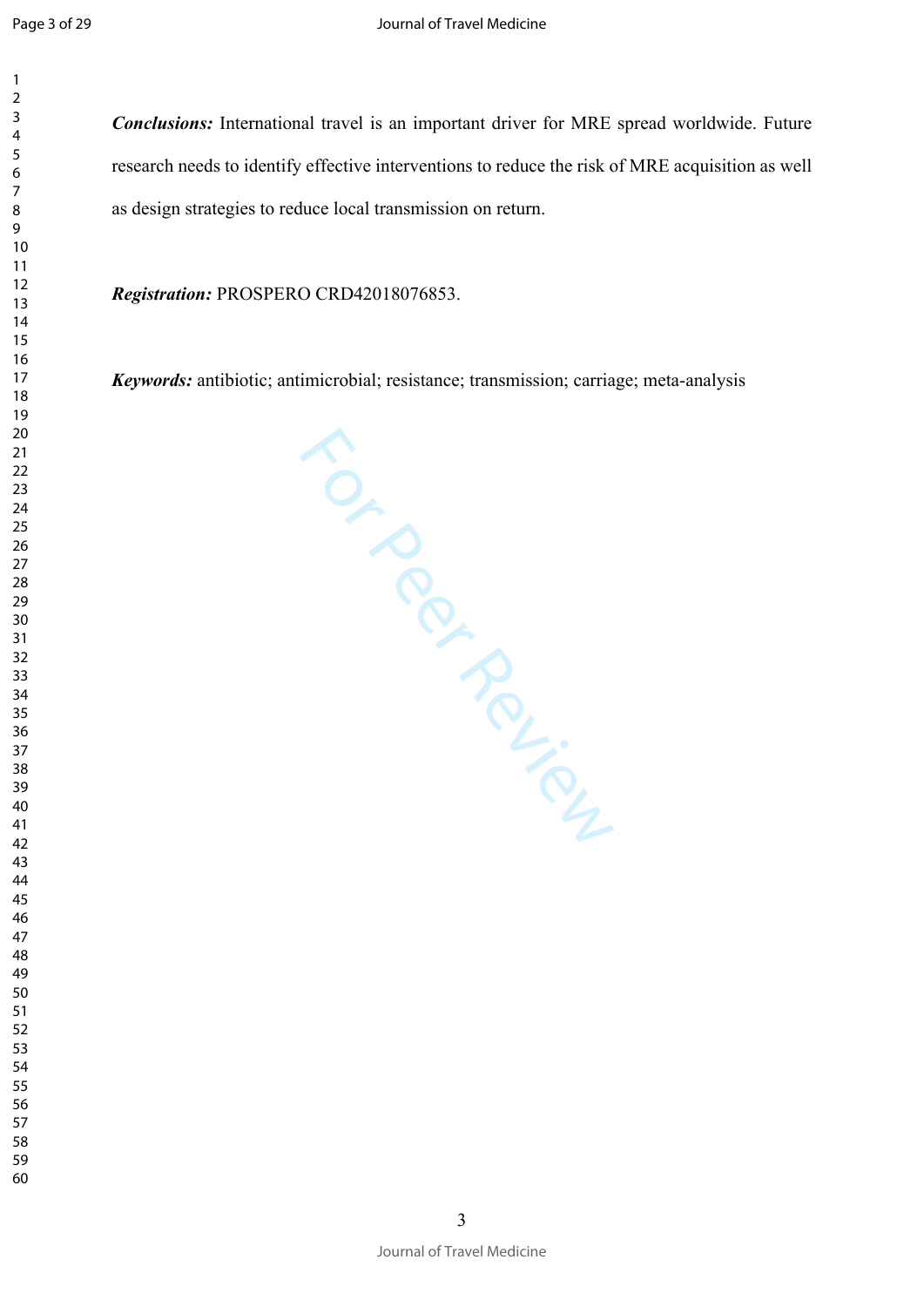***Conclusions:*** International travel is an important driver for MRE spread worldwide. Future research needs to identify effective interventions to reduce the risk of MRE acquisition as well as design strategies to reduce local transmission on return.

***Registration:*** PROSPERO CRD42018076853.

***Keywords:*** antibiotic; antimicrobial; resistance; transmission; carriage; meta-analysis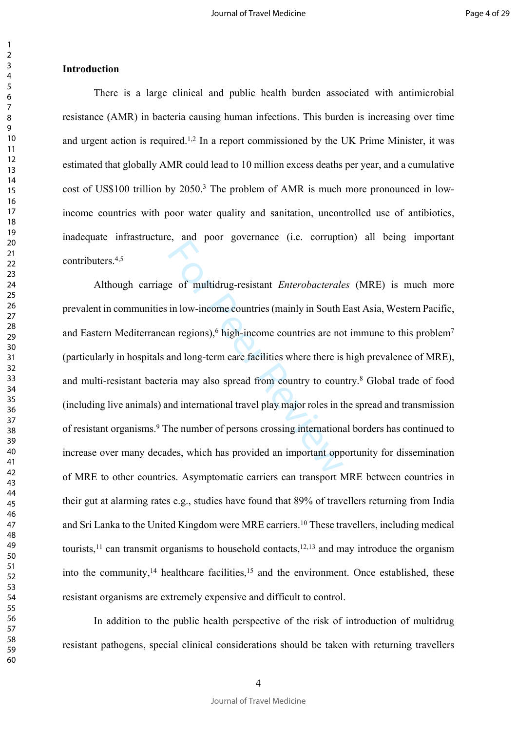## Introduction

There is a large clinical and public health burden associated with antimicrobial resistance (AMR) in bacteria causing human infections. This burden is increasing over time and urgent action is required.[1,2] In a report commissioned by the UK Prime Minister, it was estimated that globally AMR could lead to 10 million excess deaths per year, and a cumulative cost of US$100 trillion by 2050.[3] The problem of AMR is much more pronounced in low-income countries with poor water quality and sanitation, uncontrolled use of antibiotics, inadequate infrastructure, and poor governance (i.e. corruption) all being important contributers.[4,5]

Although carriage of multidrug-resistant *Enterobacterales* (MRE) is much more prevalent in communities in low-income countries (mainly in South East Asia, Western Pacific, and Eastern Mediterranean regions),[6] high-income countries are not immune to this problem[7] (particularly in hospitals and long-term care facilities where there is high prevalence of MRE), and multi-resistant bacteria may also spread from country to country.[8] Global trade of food (including live animals) and international travel play major roles in the spread and transmission of resistant organisms.[9] The number of persons crossing international borders has continued to increase over many decades, which has provided an important opportunity for dissemination of MRE to other countries. Asymptomatic carriers can transport MRE between countries in their gut at alarming rates e.g., studies have found that 89% of travellers returning from India and Sri Lanka to the United Kingdom were MRE carriers.[10] These travellers, including medical tourists,[11] can transmit organisms to household contacts,[12,13] and may introduce the organism into the community,[14] healthcare facilities,[15] and the environment. Once established, these resistant organisms are extremely expensive and difficult to control.

In addition to the public health perspective of the risk of introduction of multidrug resistant pathogens, special clinical considerations should be taken with returning travellers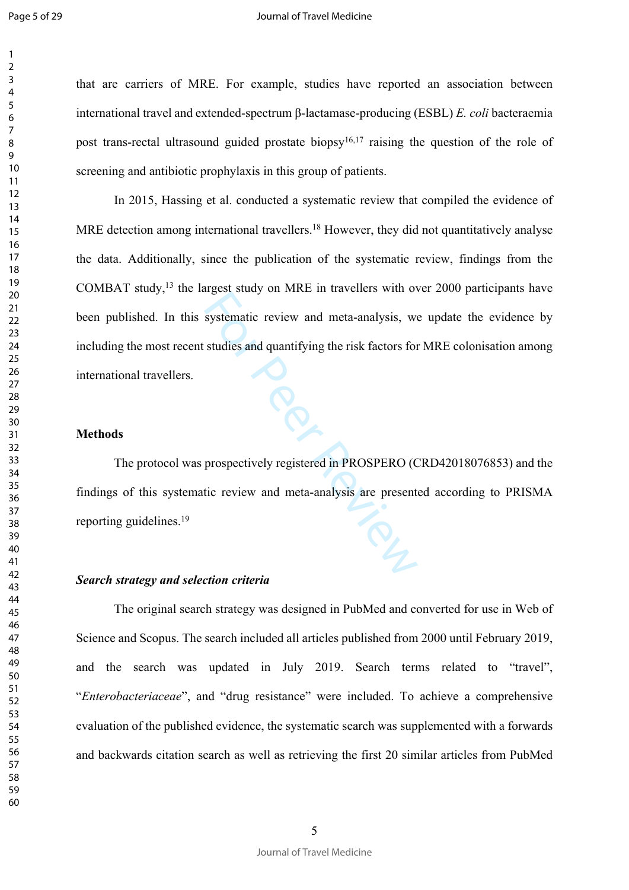that are carriers of MRE. For example, studies have reported an association between international travel and extended-spectrum β-lactamase-producing (ESBL) *E. coli* bacteraemia post trans-rectal ultrasound guided prostate biopsy[16,17] raising the question of the role of screening and antibiotic prophylaxis in this group of patients.

In 2015, Hassing et al. conducted a systematic review that compiled the evidence of MRE detection among international travellers.[18] However, they did not quantitatively analyse the data. Additionally, since the publication of the systematic review, findings from the COMBAT study,[13] the largest study on MRE in travellers with over 2000 participants have been published. In this systematic review and meta-analysis, we update the evidence by including the most recent studies and quantifying the risk factors for MRE colonisation among international travellers.

## Methods

The protocol was prospectively registered in PROSPERO (CRD42018076853) and the findings of this systematic review and meta-analysis are presented according to PRISMA reporting guidelines.[19]

### *Search strategy and selection criteria*

The original search strategy was designed in PubMed and converted for use in Web of Science and Scopus. The search included all articles published from 2000 until February 2019, and the search was updated in July 2019. Search terms related to "travel", "*Enterobacteriaceae*", and "drug resistance" were included. To achieve a comprehensive evaluation of the published evidence, the systematic search was supplemented with a forwards and backwards citation search as well as retrieving the first 20 similar articles from PubMed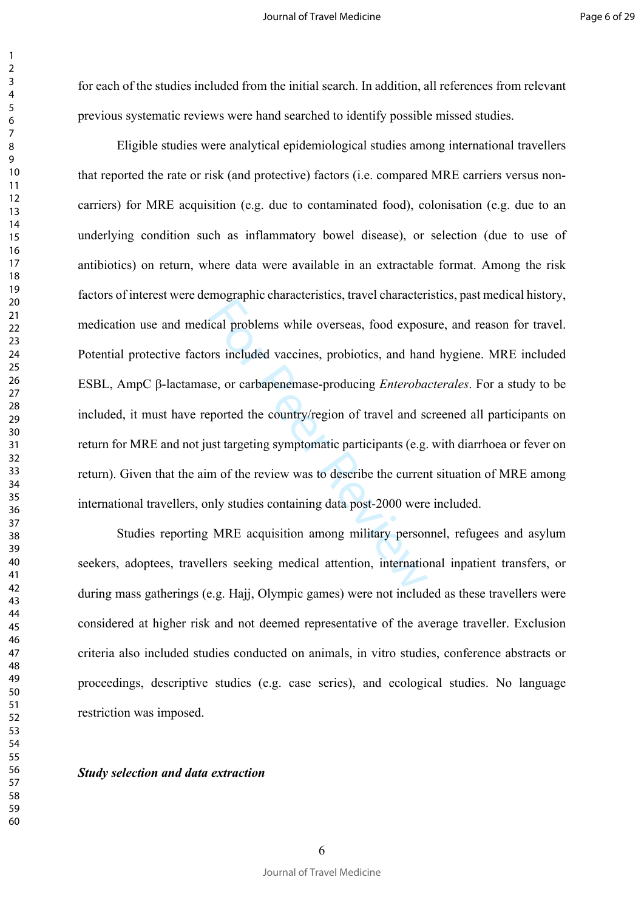for each of the studies included from the initial search. In addition, all references from relevant previous systematic reviews were hand searched to identify possible missed studies.

Eligible studies were analytical epidemiological studies among international travellers that reported the rate or risk (and protective) factors (i.e. compared MRE carriers versus non-carriers) for MRE acquisition (e.g. due to contaminated food), colonisation (e.g. due to an underlying condition such as inflammatory bowel disease), or selection (due to use of antibiotics) on return, where data were available in an extractable format. Among the risk factors of interest were demographic characteristics, travel characteristics, past medical history, medication use and medical problems while overseas, food exposure, and reason for travel. Potential protective factors included vaccines, probiotics, and hand hygiene. MRE included ESBL, AmpC β-lactamase, or carbapenemase-producing *Enterobacterales*. For a study to be included, it must have reported the country/region of travel and screened all participants on return for MRE and not just targeting symptomatic participants (e.g. with diarrhoea or fever on return). Given that the aim of the review was to describe the current situation of MRE among international travellers, only studies containing data post-2000 were included.

Studies reporting MRE acquisition among military personnel, refugees and asylum seekers, adoptees, travellers seeking medical attention, international inpatient transfers, or during mass gatherings (e.g. Hajj, Olympic games) were not included as these travellers were considered at higher risk and not deemed representative of the average traveller. Exclusion criteria also included studies conducted on animals, in vitro studies, conference abstracts or proceedings, descriptive studies (e.g. case series), and ecological studies. No language restriction was imposed.

***Study selection and data extraction***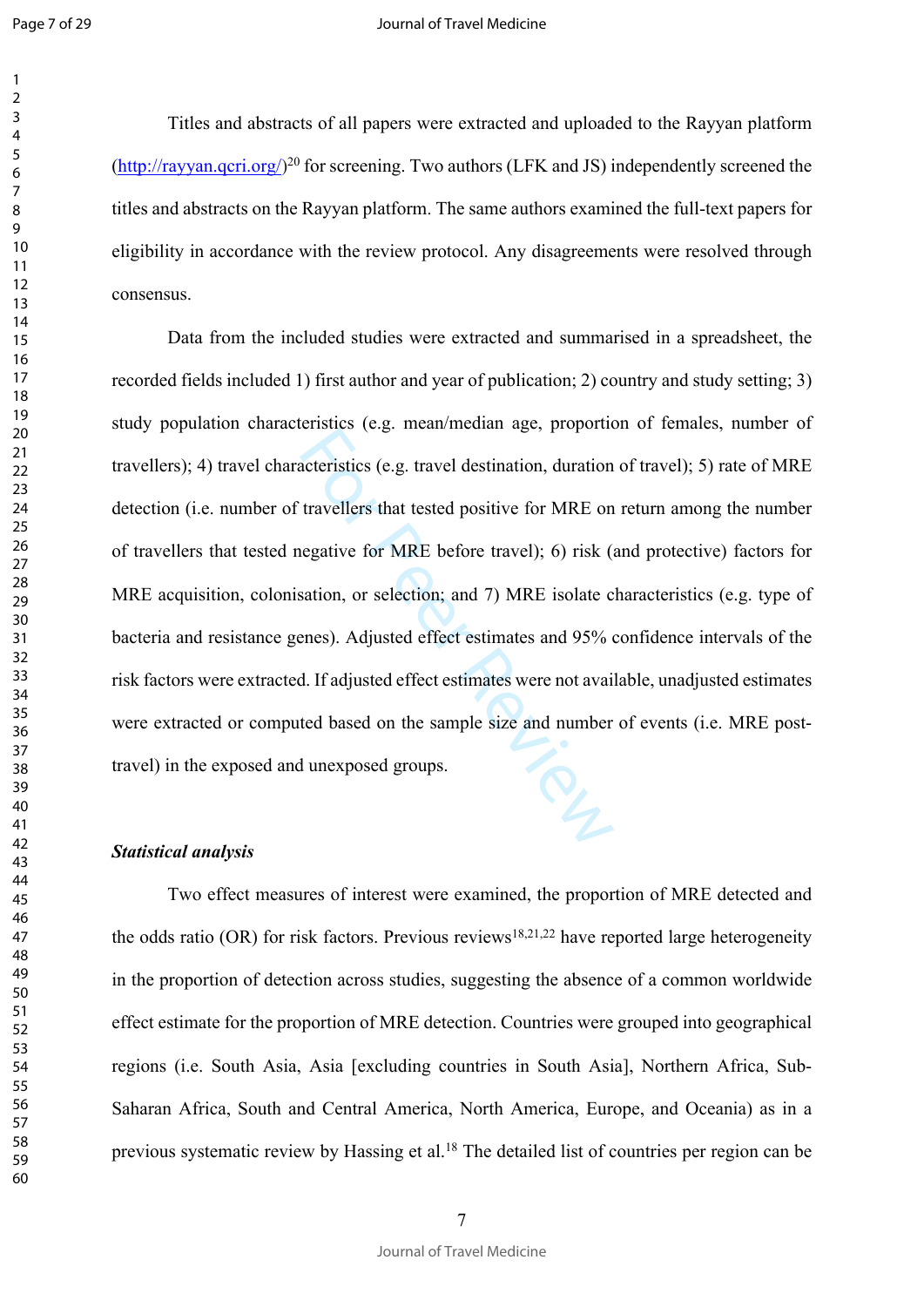Titles and abstracts of all papers were extracted and uploaded to the Rayyan platform (http://rayyan.qcri.org/)[20] for screening. Two authors (LFK and JS) independently screened the titles and abstracts on the Rayyan platform. The same authors examined the full-text papers for eligibility in accordance with the review protocol. Any disagreements were resolved through consensus.

Data from the included studies were extracted and summarised in a spreadsheet, the recorded fields included 1) first author and year of publication; 2) country and study setting; 3) study population characteristics (e.g. mean/median age, proportion of females, number of travellers); 4) travel characteristics (e.g. travel destination, duration of travel); 5) rate of MRE detection (i.e. number of travellers that tested positive for MRE on return among the number of travellers that tested negative for MRE before travel); 6) risk (and protective) factors for MRE acquisition, colonisation, or selection; and 7) MRE isolate characteristics (e.g. type of bacteria and resistance genes). Adjusted effect estimates and 95% confidence intervals of the risk factors were extracted. If adjusted effect estimates were not available, unadjusted estimates were extracted or computed based on the sample size and number of events (i.e. MRE post-travel) in the exposed and unexposed groups.

***Statistical analysis***

Two effect measures of interest were examined, the proportion of MRE detected and the odds ratio (OR) for risk factors. Previous reviews[18,21,22] have reported large heterogeneity in the proportion of detection across studies, suggesting the absence of a common worldwide effect estimate for the proportion of MRE detection. Countries were grouped into geographical regions (i.e. South Asia, Asia [excluding countries in South Asia], Northern Africa, Sub-Saharan Africa, South and Central America, North America, Europe, and Oceania) as in a previous systematic review by Hassing et al.[18] The detailed list of countries per region can be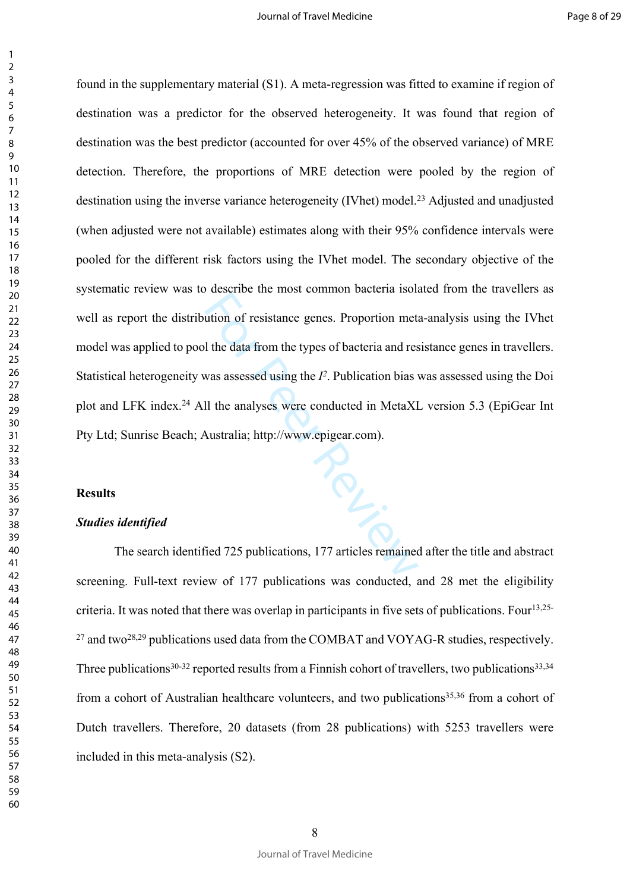found in the supplementary material (S1). A meta-regression was fitted to examine if region of destination was a predictor for the observed heterogeneity. It was found that region of destination was the best predictor (accounted for over 45% of the observed variance) of MRE detection. Therefore, the proportions of MRE detection were pooled by the region of destination using the inverse variance heterogeneity (IVhet) model.[23] Adjusted and unadjusted (when adjusted were not available) estimates along with their 95% confidence intervals were pooled for the different risk factors using the IVhet model. The secondary objective of the systematic review was to describe the most common bacteria isolated from the travellers as well as report the distribution of resistance genes. Proportion meta-analysis using the IVhet model was applied to pool the data from the types of bacteria and resistance genes in travellers. Statistical heterogeneity was assessed using the $I^2$. Publication bias was assessed using the Doi plot and LFK index.[24] All the analyses were conducted in MetaXL version 5.3 (EpiGear Int Pty Ltd; Sunrise Beach; Australia; http://www.epigear.com).

## Results

### *Studies identified*

The search identified 725 publications, 177 articles remained after the title and abstract screening. Full-text review of 177 publications was conducted, and 28 met the eligibility criteria. It was noted that there was overlap in participants in five sets of publications. Four[13,25-27] and two[28,29] publications used data from the COMBAT and VOYAG-R studies, respectively. Three publications[30-32] reported results from a Finnish cohort of travellers, two publications[33,34] from a cohort of Australian healthcare volunteers, and two publications[35,36] from a cohort of Dutch travellers. Therefore, 20 datasets (from 28 publications) with 5253 travellers were included in this meta-analysis (S2).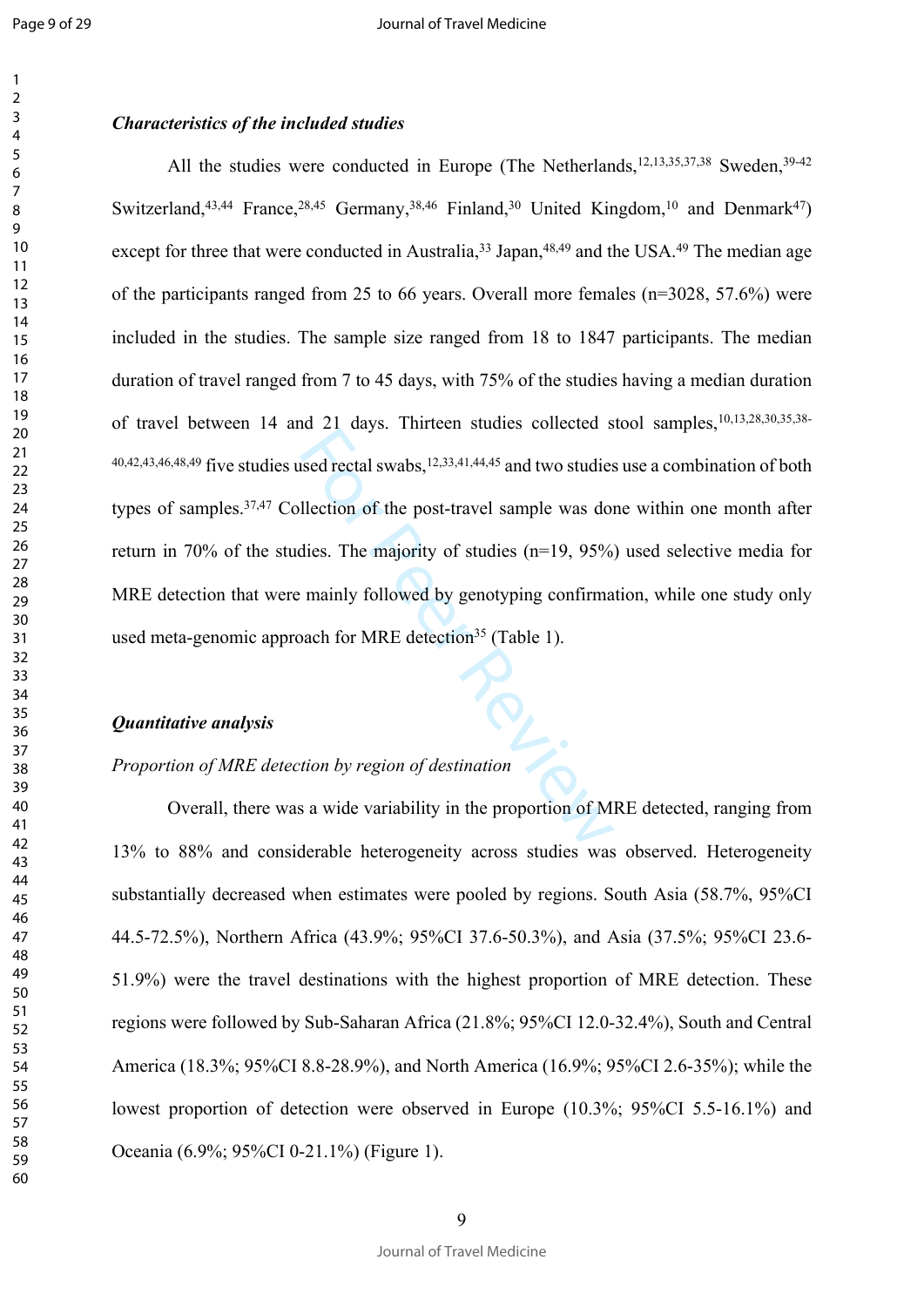### *Characteristics of the included studies*

All the studies were conducted in Europe (The Netherlands,[12,13,35,37,38] Sweden,[39-42] Switzerland,[43,44] France,[28,45] Germany,[38,46] Finland,[30] United Kingdom,[10] and Denmark[47]) except for three that were conducted in Australia,[33] Japan,[48,49] and the USA.[49] The median age of the participants ranged from 25 to 66 years. Overall more females (n=3028, 57.6%) were included in the studies. The sample size ranged from 18 to 1847 participants. The median duration of travel ranged from 7 to 45 days, with 75% of the studies having a median duration of travel between 14 and 21 days. Thirteen studies collected stool samples,[10,13,28,30,35,38-40,42,43,46,48,49] five studies used rectal swabs,[12,33,41,44,45] and two studies use a combination of both types of samples.[37,47] Collection of the post-travel sample was done within one month after return in 70% of the studies. The majority of studies (n=19, 95%) used selective media for MRE detection that were mainly followed by genotyping confirmation, while one study only used meta-genomic approach for MRE detection[35] (Table 1).

### *Quantitative analysis*

*Proportion of MRE detection by region of destination*

Overall, there was a wide variability in the proportion of MRE detected, ranging from 13% to 88% and considerable heterogeneity across studies was observed. Heterogeneity substantially decreased when estimates were pooled by regions. South Asia (58.7%, 95%CI 44.5-72.5%), Northern Africa (43.9%; 95%CI 37.6-50.3%), and Asia (37.5%; 95%CI 23.6-51.9%) were the travel destinations with the highest proportion of MRE detection. These regions were followed by Sub-Saharan Africa (21.8%; 95%CI 12.0-32.4%), South and Central America (18.3%; 95%CI 8.8-28.9%), and North America (16.9%; 95%CI 2.6-35%); while the lowest proportion of detection were observed in Europe (10.3%; 95%CI 5.5-16.1%) and Oceania (6.9%; 95%CI 0-21.1%) (Figure 1).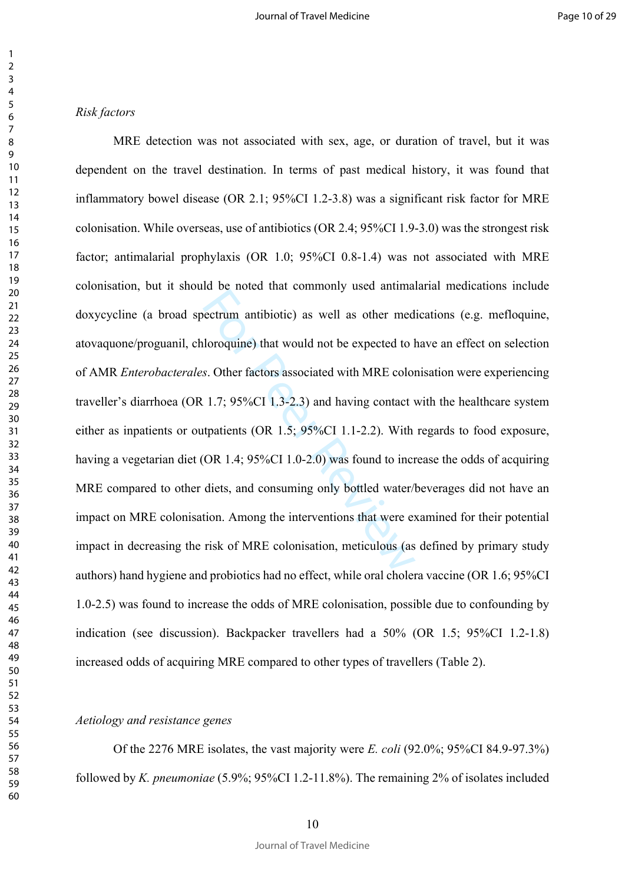*Risk factors*

MRE detection was not associated with sex, age, or duration of travel, but it was dependent on the travel destination. In terms of past medical history, it was found that inflammatory bowel disease (OR 2.1; 95%CI 1.2-3.8) was a significant risk factor for MRE colonisation. While overseas, use of antibiotics (OR 2.4; 95%CI 1.9-3.0) was the strongest risk factor; antimalarial prophylaxis (OR 1.0; 95%CI 0.8-1.4) was not associated with MRE colonisation, but it should be noted that commonly used antimalarial medications include doxycycline (a broad spectrum antibiotic) as well as other medications (e.g. mefloquine, atovaquone/proguanil, chloroquine) that would not be expected to have an effect on selection of AMR *Enterobacterales*. Other factors associated with MRE colonisation were experiencing traveller's diarrhoea (OR 1.7; 95%CI 1.3-2.3) and having contact with the healthcare system either as inpatients or outpatients (OR 1.5; 95%CI 1.1-2.2). With regards to food exposure, having a vegetarian diet (OR 1.4; 95%CI 1.0-2.0) was found to increase the odds of acquiring MRE compared to other diets, and consuming only bottled water/beverages did not have an impact on MRE colonisation. Among the interventions that were examined for their potential impact in decreasing the risk of MRE colonisation, meticulous (as defined by primary study authors) hand hygiene and probiotics had no effect, while oral cholera vaccine (OR 1.6; 95%CI 1.0-2.5) was found to increase the odds of MRE colonisation, possible due to confounding by indication (see discussion). Backpacker travellers had a 50% (OR 1.5; 95%CI 1.2-1.8) increased odds of acquiring MRE compared to other types of travellers (Table 2).

*Aetiology and resistance genes*

Of the 2276 MRE isolates, the vast majority were *E. coli* (92.0%; 95%CI 84.9-97.3%) followed by *K. pneumoniae* (5.9%; 95%CI 1.2-11.8%). The remaining 2% of isolates included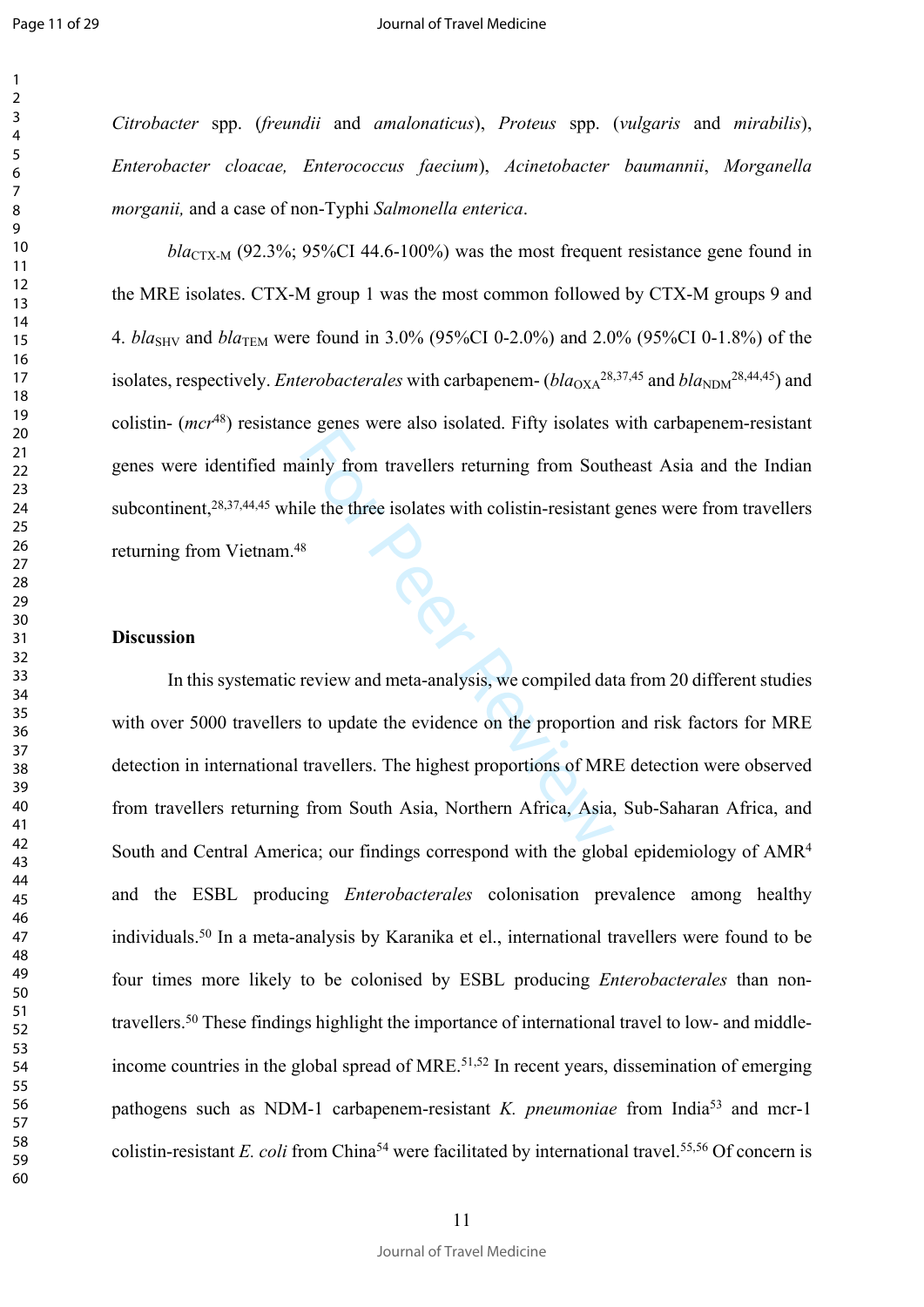*Citrobacter* spp. (*freundii* and *amalonaticus*), *Proteus* spp. (*vulgaris* and *mirabilis*), *Enterobacter cloacae, Enterococcus faecium*), *Acinetobacter baumannii*, *Morganella morganii,* and a case of non-Typhi *Salmonella enterica*.

$bla_{\text{CTX-M}}$ (92.3%; 95%CI 44.6-100%) was the most frequent resistance gene found in the MRE isolates. CTX-M group 1 was the most common followed by CTX-M groups 9 and 4. $bla_{\text{SHV}}$ and $bla_{\text{TEM}}$ were found in 3.0% (95%CI 0-2.0%) and 2.0% (95%CI 0-1.8%) of the isolates, respectively. *Enterobacterales* with carbapenem- ($bla_{\text{OXA}}$[28,37,45] and $bla_{\text{NDM}}$[28,44,45]) and colistin- (*mcr*[48]) resistance genes were also isolated. Fifty isolates with carbapenem-resistant genes were identified mainly from travellers returning from Southeast Asia and the Indian subcontinent,[28,37,44,45] while the three isolates with colistin-resistant genes were from travellers returning from Vietnam.[48]

## Discussion

In this systematic review and meta-analysis, we compiled data from 20 different studies with over 5000 travellers to update the evidence on the proportion and risk factors for MRE detection in international travellers. The highest proportions of MRE detection were observed from travellers returning from South Asia, Northern Africa, Asia, Sub-Saharan Africa, and South and Central America; our findings correspond with the global epidemiology of AMR[4] and the ESBL producing *Enterobacterales* colonisation prevalence among healthy individuals.[50] In a meta-analysis by Karanika et el., international travellers were found to be four times more likely to be colonised by ESBL producing *Enterobacterales* than non-travellers.[50] These findings highlight the importance of international travel to low- and middle-income countries in the global spread of MRE.[51,52] In recent years, dissemination of emerging pathogens such as NDM-1 carbapenem-resistant *K. pneumoniae* from India[53] and mcr-1 colistin-resistant *E. coli* from China[54] were facilitated by international travel.[55,56] Of concern is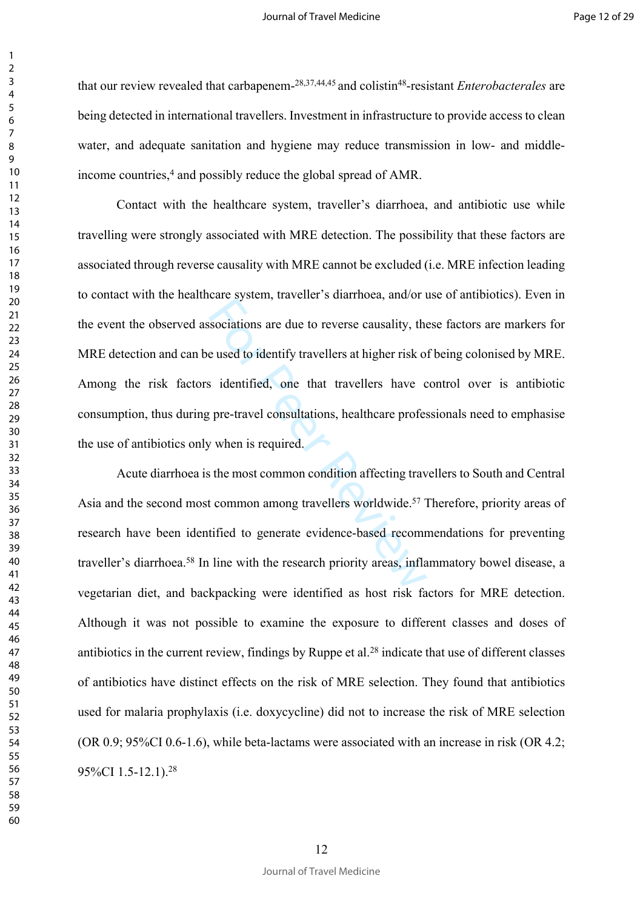that our review revealed that carbapenem-[28,37,44,45] and colistin[48]-resistant *Enterobacterales* are being detected in international travellers. Investment in infrastructure to provide access to clean water, and adequate sanitation and hygiene may reduce transmission in low- and middle-income countries,[4] and possibly reduce the global spread of AMR.

Contact with the healthcare system, traveller's diarrhoea, and antibiotic use while travelling were strongly associated with MRE detection. The possibility that these factors are associated through reverse causality with MRE cannot be excluded (i.e. MRE infection leading to contact with the healthcare system, traveller's diarrhoea, and/or use of antibiotics). Even in the event the observed associations are due to reverse causality, these factors are markers for MRE detection and can be used to identify travellers at higher risk of being colonised by MRE. Among the risk factors identified, one that travellers have control over is antibiotic consumption, thus during pre-travel consultations, healthcare professionals need to emphasise the use of antibiotics only when is required.

Acute diarrhoea is the most common condition affecting travellers to South and Central Asia and the second most common among travellers worldwide.[57] Therefore, priority areas of research have been identified to generate evidence-based recommendations for preventing traveller's diarrhoea.[58] In line with the research priority areas, inflammatory bowel disease, a vegetarian diet, and backpacking were identified as host risk factors for MRE detection. Although it was not possible to examine the exposure to different classes and doses of antibiotics in the current review, findings by Ruppe et al.[28] indicate that use of different classes of antibiotics have distinct effects on the risk of MRE selection. They found that antibiotics used for malaria prophylaxis (i.e. doxycycline) did not to increase the risk of MRE selection (OR 0.9; 95%CI 0.6-1.6), while beta-lactams were associated with an increase in risk (OR 4.2; 95%CI 1.5-12.1).[28]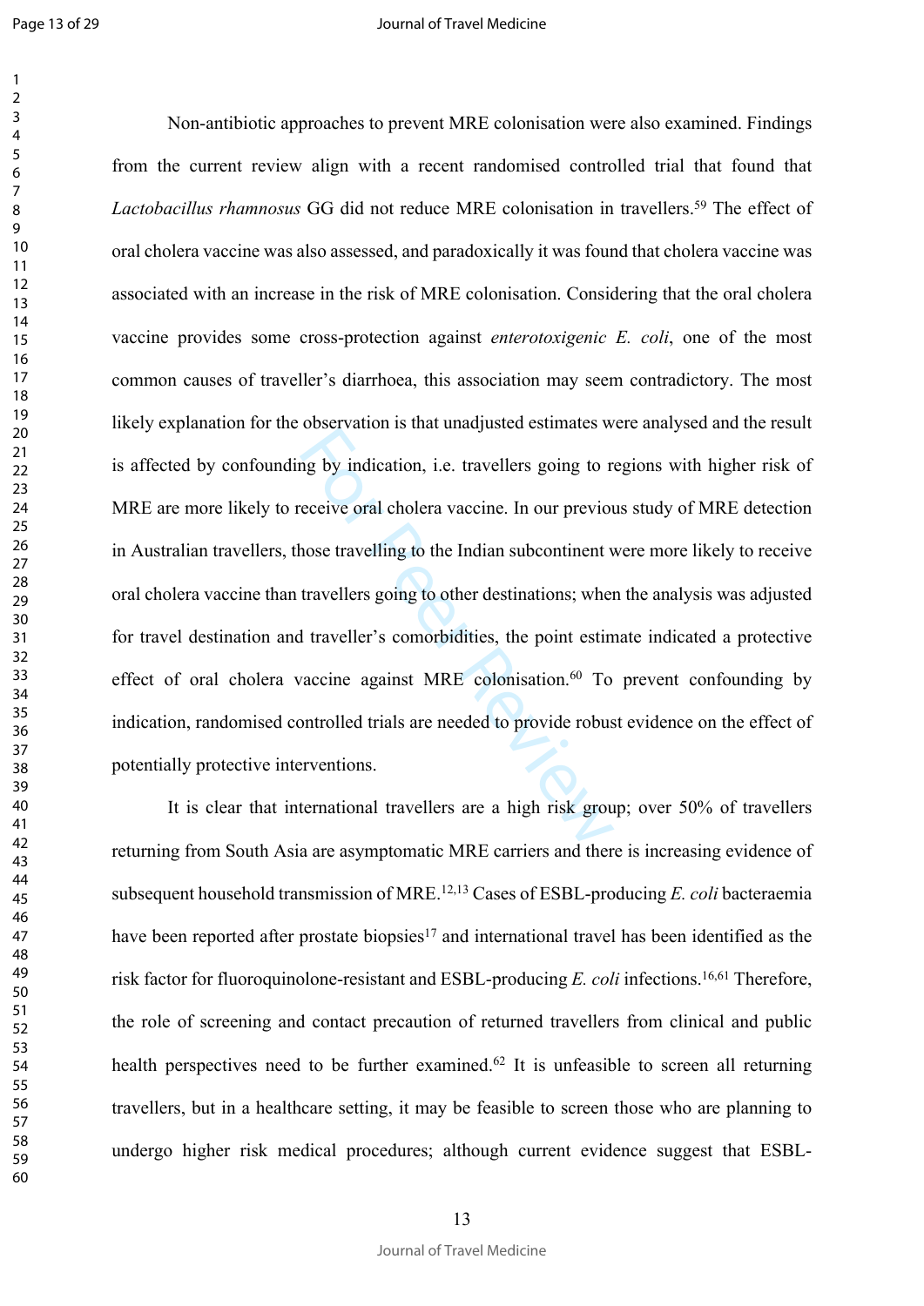Non-antibiotic approaches to prevent MRE colonisation were also examined. Findings from the current review align with a recent randomised controlled trial that found that *Lactobacillus rhamnosus* GG did not reduce MRE colonisation in travellers.[59] The effect of oral cholera vaccine was also assessed, and paradoxically it was found that cholera vaccine was associated with an increase in the risk of MRE colonisation. Considering that the oral cholera vaccine provides some cross-protection against *enterotoxigenic E. coli*, one of the most common causes of traveller's diarrhoea, this association may seem contradictory. The most likely explanation for the observation is that unadjusted estimates were analysed and the result is affected by confounding by indication, i.e. travellers going to regions with higher risk of MRE are more likely to receive oral cholera vaccine. In our previous study of MRE detection in Australian travellers, those travelling to the Indian subcontinent were more likely to receive oral cholera vaccine than travellers going to other destinations; when the analysis was adjusted for travel destination and traveller's comorbidities, the point estimate indicated a protective effect of oral cholera vaccine against MRE colonisation.[60] To prevent confounding by indication, randomised controlled trials are needed to provide robust evidence on the effect of potentially protective interventions.

It is clear that international travellers are a high risk group; over 50% of travellers returning from South Asia are asymptomatic MRE carriers and there is increasing evidence of subsequent household transmission of MRE.[12,13] Cases of ESBL-producing *E. coli* bacteraemia have been reported after prostate biopsies[17] and international travel has been identified as the risk factor for fluoroquinolone-resistant and ESBL-producing *E. coli* infections.[16,61] Therefore, the role of screening and contact precaution of returned travellers from clinical and public health perspectives need to be further examined.[62] It is unfeasible to screen all returning travellers, but in a healthcare setting, it may be feasible to screen those who are planning to undergo higher risk medical procedures; although current evidence suggest that ESBL-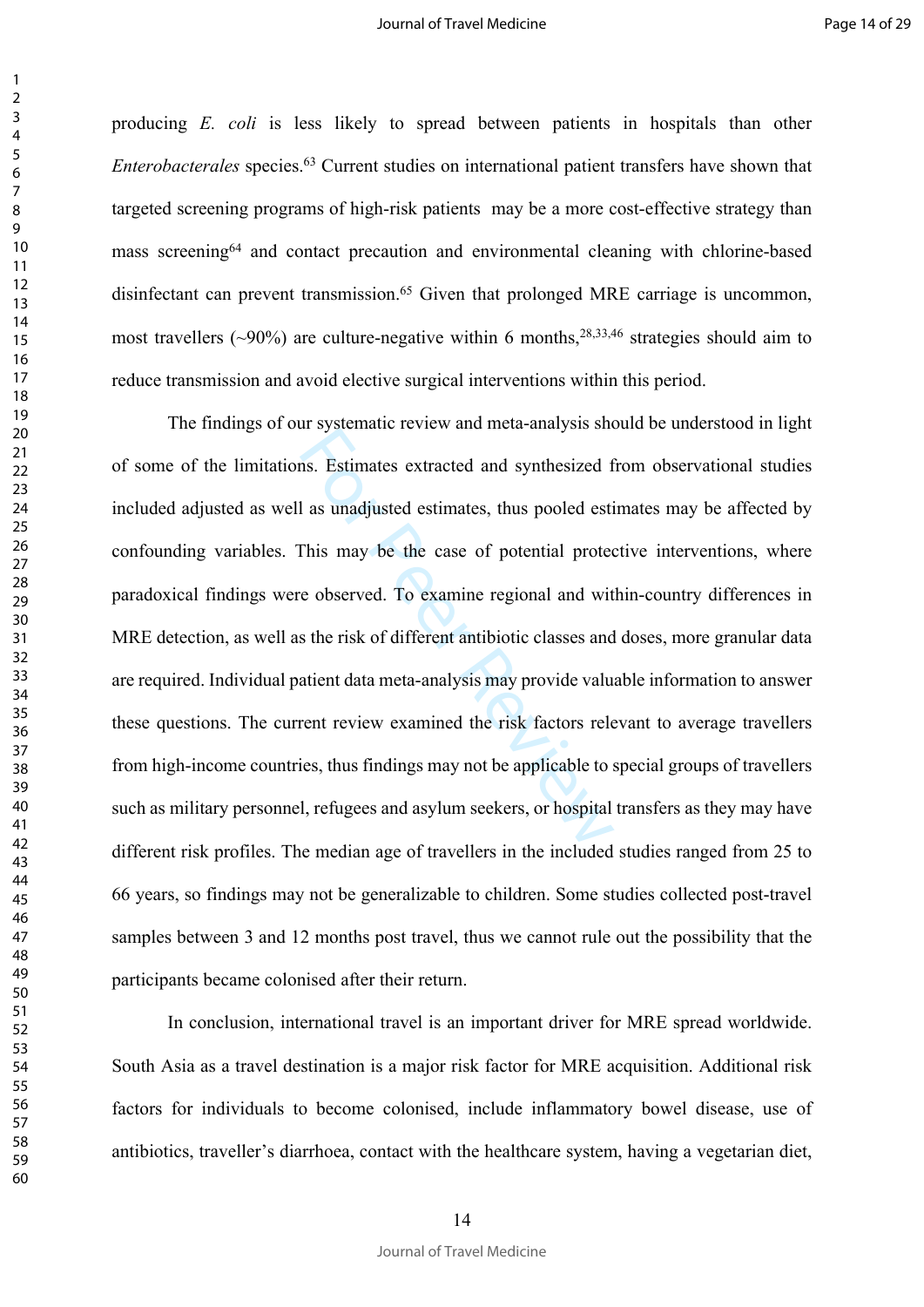producing *E. coli* is less likely to spread between patients in hospitals than other *Enterobacterales* species.[63] Current studies on international patient transfers have shown that targeted screening programs of high-risk patients may be a more cost-effective strategy than mass screening[64] and contact precaution and environmental cleaning with chlorine-based disinfectant can prevent transmission.[65] Given that prolonged MRE carriage is uncommon, most travellers (~90%) are culture-negative within 6 months,[28,33,46] strategies should aim to reduce transmission and avoid elective surgical interventions within this period.

The findings of our systematic review and meta-analysis should be understood in light of some of the limitations. Estimates extracted and synthesized from observational studies included adjusted as well as unadjusted estimates, thus pooled estimates may be affected by confounding variables. This may be the case of potential protective interventions, where paradoxical findings were observed. To examine regional and within-country differences in MRE detection, as well as the risk of different antibiotic classes and doses, more granular data are required. Individual patient data meta-analysis may provide valuable information to answer these questions. The current review examined the risk factors relevant to average travellers from high-income countries, thus findings may not be applicable to special groups of travellers such as military personnel, refugees and asylum seekers, or hospital transfers as they may have different risk profiles. The median age of travellers in the included studies ranged from 25 to 66 years, so findings may not be generalizable to children. Some studies collected post-travel samples between 3 and 12 months post travel, thus we cannot rule out the possibility that the participants became colonised after their return.

In conclusion, international travel is an important driver for MRE spread worldwide. South Asia as a travel destination is a major risk factor for MRE acquisition. Additional risk factors for individuals to become colonised, include inflammatory bowel disease, use of antibiotics, traveller's diarrhoea, contact with the healthcare system, having a vegetarian diet,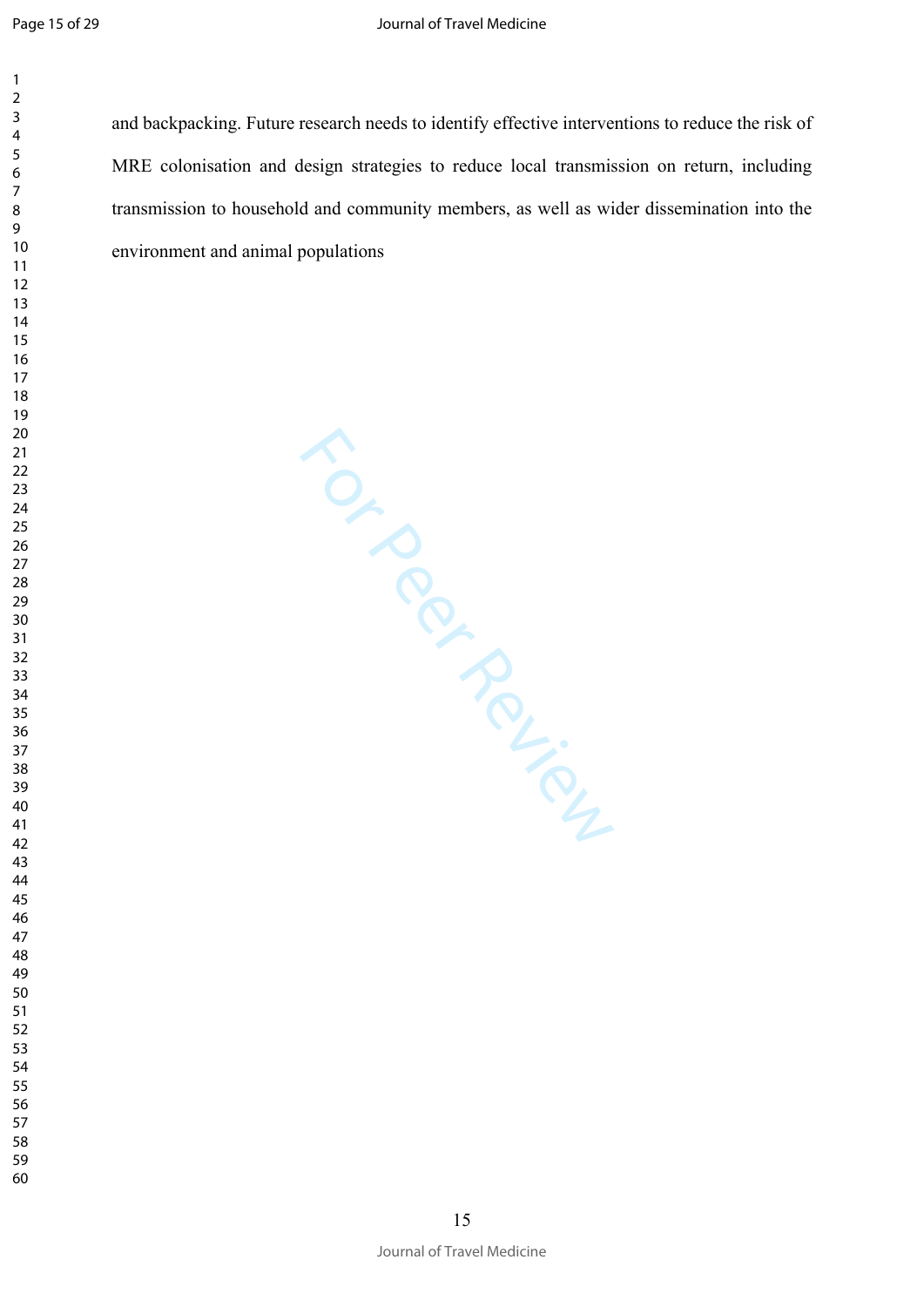and backpacking. Future research needs to identify effective interventions to reduce the risk of MRE colonisation and design strategies to reduce local transmission on return, including transmission to household and community members, as well as wider dissemination into the environment and animal populations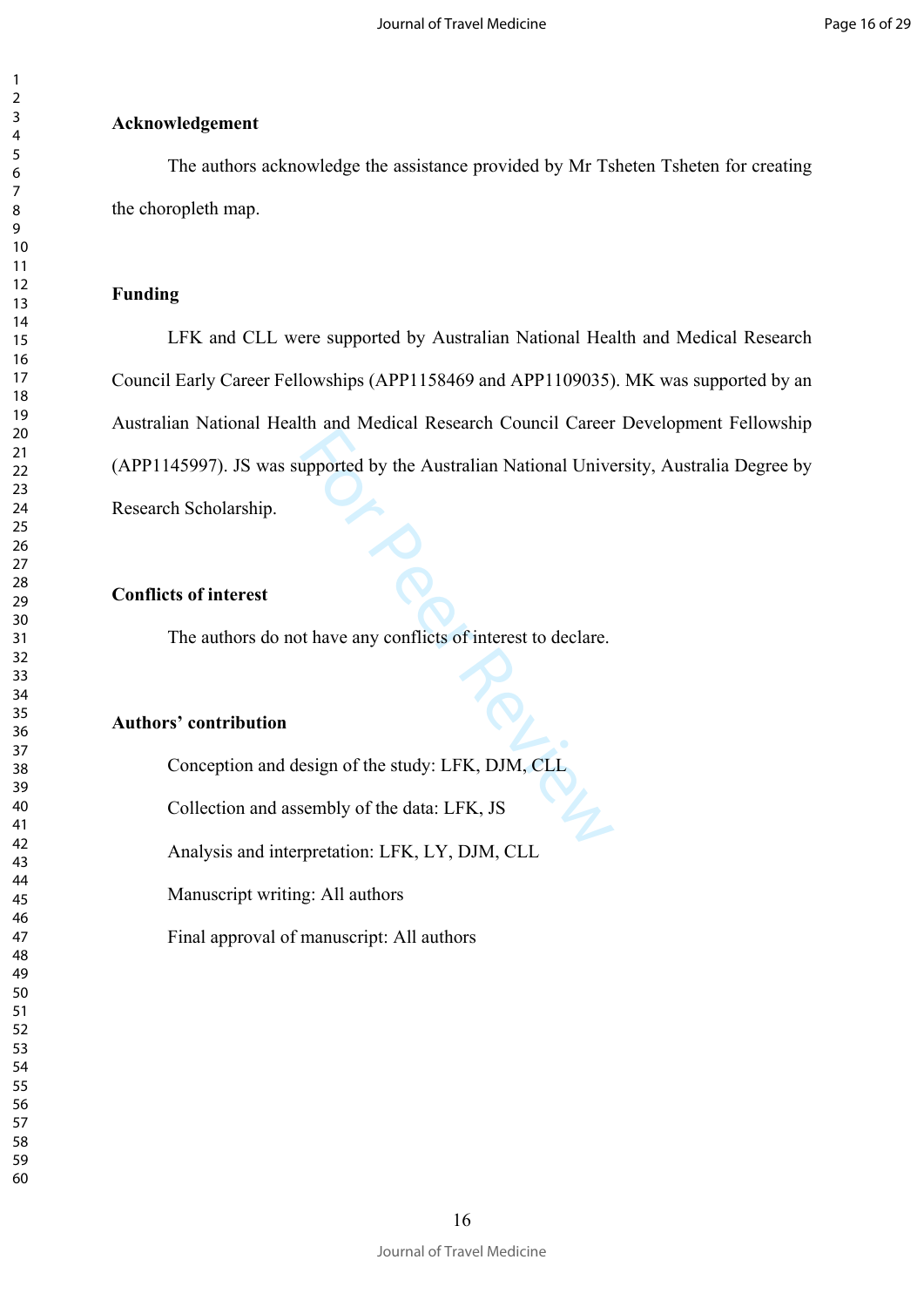**Acknowledgement**

The authors acknowledge the assistance provided by Mr Tsheten Tsheten for creating the choropleth map.

**Funding**

LFK and CLL were supported by Australian National Health and Medical Research Council Early Career Fellowships (APP1158469 and APP1109035). MK was supported by an Australian National Health and Medical Research Council Career Development Fellowship (APP1145997). JS was supported by the Australian National University, Australia Degree by Research Scholarship.

**Conflicts of interest**

The authors do not have any conflicts of interest to declare.

**Authors' contribution**

Conception and design of the study: LFK, DJM, CLL

Collection and assembly of the data: LFK, JS

Analysis and interpretation: LFK, LY, DJM, CLL

Manuscript writing: All authors

Final approval of manuscript: All authors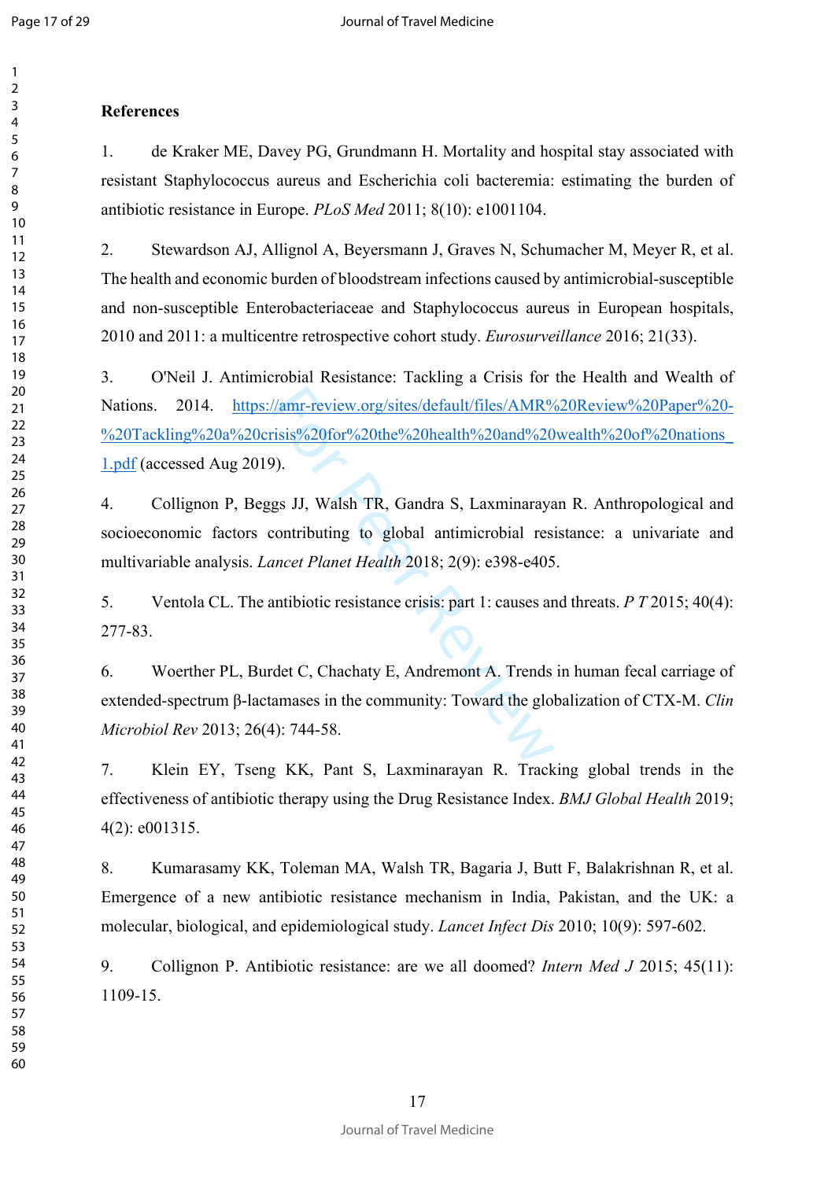## References

1. de Kraker ME, Davey PG, Grundmann H. Mortality and hospital stay associated with resistant Staphylococcus aureus and Escherichia coli bacteremia: estimating the burden of antibiotic resistance in Europe. *PLoS Med* 2011; 8(10): e1001104.

2. Stewardson AJ, Allignol A, Beyersmann J, Graves N, Schumacher M, Meyer R, et al. The health and economic burden of bloodstream infections caused by antimicrobial-susceptible and non-susceptible Enterobacteriaceae and Staphylococcus aureus in European hospitals, 2010 and 2011: a multicentre retrospective cohort study. *Eurosurveillance* 2016; 21(33).

3. O'Neil J. Antimicrobial Resistance: Tackling a Crisis for the Health and Wealth of Nations. 2014. https://amr-review.org/sites/default/files/AMR%20Review%20Paper%20-%20Tackling%20a%20crisis%20for%20the%20health%20and%20wealth%20of%20nations_1.pdf (accessed Aug 2019).

4. Collignon P, Beggs JJ, Walsh TR, Gandra S, Laxminarayan R. Anthropological and socioeconomic factors contributing to global antimicrobial resistance: a univariate and multivariable analysis. *Lancet Planet Health* 2018; 2(9): e398-e405.

5. Ventola CL. The antibiotic resistance crisis: part 1: causes and threats. *P T* 2015; 40(4): 277-83.

6. Woerther PL, Burdet C, Chachaty E, Andremont A. Trends in human fecal carriage of extended-spectrum β-lactamases in the community: Toward the globalization of CTX-M. *Clin Microbiol Rev* 2013; 26(4): 744-58.

7. Klein EY, Tseng KK, Pant S, Laxminarayan R. Tracking global trends in the effectiveness of antibiotic therapy using the Drug Resistance Index. *BMJ Global Health* 2019; 4(2): e001315.

8. Kumarasamy KK, Toleman MA, Walsh TR, Bagaria J, Butt F, Balakrishnan R, et al. Emergence of a new antibiotic resistance mechanism in India, Pakistan, and the UK: a molecular, biological, and epidemiological study. *Lancet Infect Dis* 2010; 10(9): 597-602.

9. Collignon P. Antibiotic resistance: are we all doomed? *Intern Med J* 2015; 45(11): 1109-15.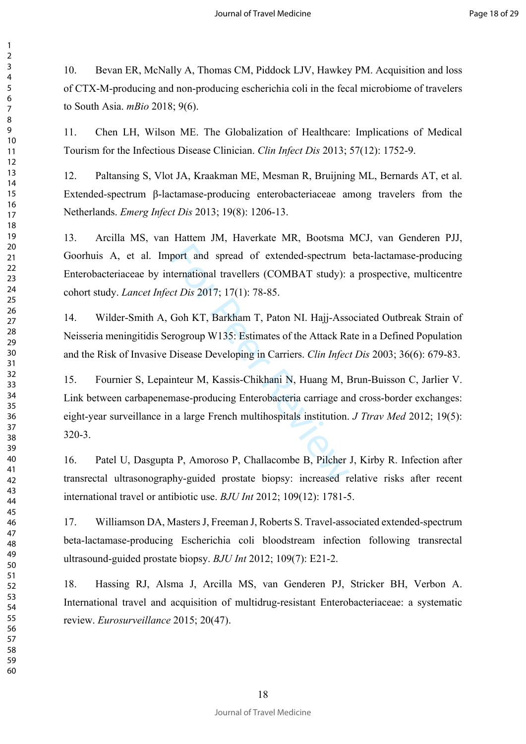10. Bevan ER, McNally A, Thomas CM, Piddock LJV, Hawkey PM. Acquisition and loss of CTX-M-producing and non-producing escherichia coli in the fecal microbiome of travelers to South Asia. *mBio* 2018; 9(6).

11. Chen LH, Wilson ME. The Globalization of Healthcare: Implications of Medical Tourism for the Infectious Disease Clinician. *Clin Infect Dis* 2013; 57(12): 1752-9.

12. Paltansing S, Vlot JA, Kraakman ME, Mesman R, Bruijning ML, Bernards AT, et al. Extended-spectrum β-lactamase-producing enterobacteriaceae among travelers from the Netherlands. *Emerg Infect Dis* 2013; 19(8): 1206-13.

13. Arcilla MS, van Hattem JM, Haverkate MR, Bootsma MCJ, van Genderen PJJ, Goorhuis A, et al. Import and spread of extended-spectrum beta-lactamase-producing Enterobacteriaceae by international travellers (COMBAT study): a prospective, multicentre cohort study. *Lancet Infect Dis* 2017; 17(1): 78-85.

14. Wilder-Smith A, Goh KT, Barkham T, Paton NI. Hajj-Associated Outbreak Strain of Neisseria meningitidis Serogroup W135: Estimates of the Attack Rate in a Defined Population and the Risk of Invasive Disease Developing in Carriers. *Clin Infect Dis* 2003; 36(6): 679-83.

15. Fournier S, Lepainteur M, Kassis-Chikhani N, Huang M, Brun-Buisson C, Jarlier V. Link between carbapenemase-producing Enterobacteria carriage and cross-border exchanges: eight-year surveillance in a large French multihospitals institution. *J Ttrav Med* 2012; 19(5): 320-3.

16. Patel U, Dasgupta P, Amoroso P, Challacombe B, Pilcher J, Kirby R. Infection after transrectal ultrasonography-guided prostate biopsy: increased relative risks after recent international travel or antibiotic use. *BJU Int* 2012; 109(12): 1781-5.

17. Williamson DA, Masters J, Freeman J, Roberts S. Travel-associated extended-spectrum beta-lactamase-producing Escherichia coli bloodstream infection following transrectal ultrasound-guided prostate biopsy. *BJU Int* 2012; 109(7): E21-2.

18. Hassing RJ, Alsma J, Arcilla MS, van Genderen PJ, Stricker BH, Verbon A. International travel and acquisition of multidrug-resistant Enterobacteriaceae: a systematic review. *Eurosurveillance* 2015; 20(47).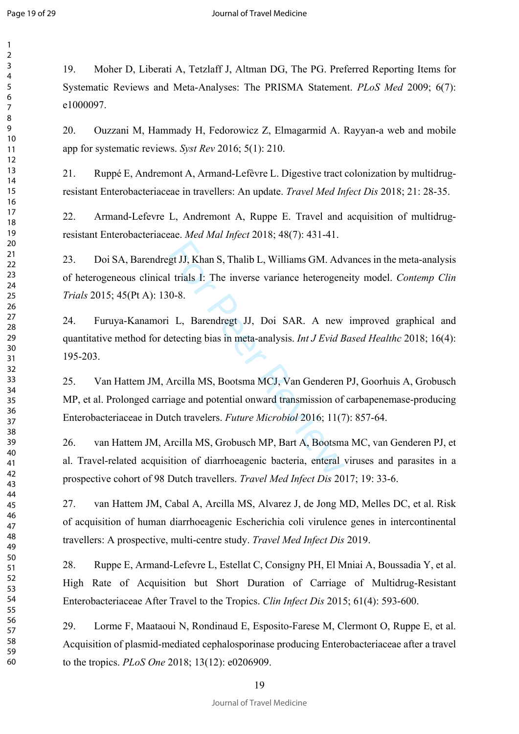19. Moher D, Liberati A, Tetzlaff J, Altman DG, The PG. Preferred Reporting Items for Systematic Reviews and Meta-Analyses: The PRISMA Statement. *PLoS Med* 2009; 6(7): e1000097.

20. Ouzzani M, Hammady H, Fedorowicz Z, Elmagarmid A. Rayyan-a web and mobile app for systematic reviews. *Syst Rev* 2016; 5(1): 210.

21. Ruppé E, Andremont A, Armand-Lefèvre L. Digestive tract colonization by multidrug-resistant Enterobacteriaceae in travellers: An update. *Travel Med Infect Dis* 2018; 21: 28-35.

22. Armand-Lefevre L, Andremont A, Ruppe E. Travel and acquisition of multidrug-resistant Enterobacteriaceae. *Med Mal Infect* 2018; 48(7): 431-41.

23. Doi SA, Barendregt JJ, Khan S, Thalib L, Williams GM. Advances in the meta-analysis of heterogeneous clinical trials I: The inverse variance heterogeneity model. *Contemp Clin Trials* 2015; 45(Pt A): 130-8.

24. Furuya-Kanamori L, Barendregt JJ, Doi SAR. A new improved graphical and quantitative method for detecting bias in meta-analysis. *Int J Evid Based Healthc* 2018; 16(4): 195-203.

25. Van Hattem JM, Arcilla MS, Bootsma MCJ, Van Genderen PJ, Goorhuis A, Grobusch MP, et al. Prolonged carriage and potential onward transmission of carbapenemase-producing Enterobacteriaceae in Dutch travelers. *Future Microbiol* 2016; 11(7): 857-64.

26. van Hattem JM, Arcilla MS, Grobusch MP, Bart A, Bootsma MC, van Genderen PJ, et al. Travel-related acquisition of diarrhoeagenic bacteria, enteral viruses and parasites in a prospective cohort of 98 Dutch travellers. *Travel Med Infect Dis* 2017; 19: 33-6.

27. van Hattem JM, Cabal A, Arcilla MS, Alvarez J, de Jong MD, Melles DC, et al. Risk of acquisition of human diarrhoeagenic Escherichia coli virulence genes in intercontinental travellers: A prospective, multi-centre study. *Travel Med Infect Dis* 2019.

28. Ruppe E, Armand-Lefevre L, Estellat C, Consigny PH, El Mniai A, Boussadia Y, et al. High Rate of Acquisition but Short Duration of Carriage of Multidrug-Resistant Enterobacteriaceae After Travel to the Tropics. *Clin Infect Dis* 2015; 61(4): 593-600.

29. Lorme F, Maataoui N, Rondinaud E, Esposito-Farese M, Clermont O, Ruppe E, et al. Acquisition of plasmid-mediated cephalosporinase producing Enterobacteriaceae after a travel to the tropics. *PLoS One* 2018; 13(12): e0206909.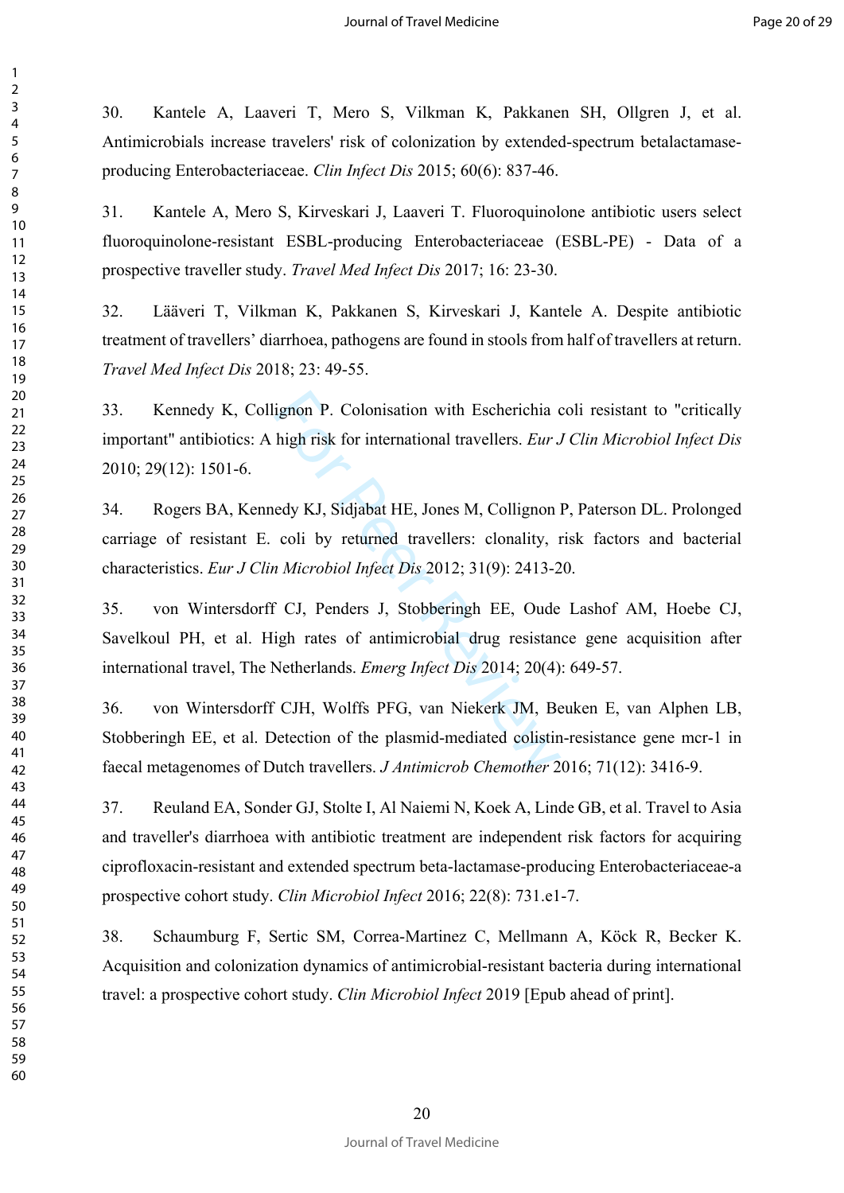30. Kantele A, Laaveri T, Mero S, Vilkman K, Pakkanen SH, Ollgren J, et al. Antimicrobials increase travelers' risk of colonization by extended-spectrum betalactamase-producing Enterobacteriaceae. *Clin Infect Dis* 2015; 60(6): 837-46.

31. Kantele A, Mero S, Kirveskari J, Laaveri T. Fluoroquinolone antibiotic users select fluoroquinolone-resistant ESBL-producing Enterobacteriaceae (ESBL-PE) - Data of a prospective traveller study. *Travel Med Infect Dis* 2017; 16: 23-30.

32. Lääveri T, Vilkman K, Pakkanen S, Kirveskari J, Kantele A. Despite antibiotic treatment of travellers' diarrhoea, pathogens are found in stools from half of travellers at return. *Travel Med Infect Dis* 2018; 23: 49-55.

33. Kennedy K, Collignon P. Colonisation with Escherichia coli resistant to "critically important" antibiotics: A high risk for international travellers. *Eur J Clin Microbiol Infect Dis* 2010; 29(12): 1501-6.

34. Rogers BA, Kennedy KJ, Sidjabat HE, Jones M, Collignon P, Paterson DL. Prolonged carriage of resistant E. coli by returned travellers: clonality, risk factors and bacterial characteristics. *Eur J Clin Microbiol Infect Dis* 2012; 31(9): 2413-20.

35. von Wintersdorff CJ, Penders J, Stobberingh EE, Oude Lashof AM, Hoebe CJ, Savelkoul PH, et al. High rates of antimicrobial drug resistance gene acquisition after international travel, The Netherlands. *Emerg Infect Dis* 2014; 20(4): 649-57.

36. von Wintersdorff CJH, Wolffs PFG, van Niekerk JM, Beuken E, van Alphen LB, Stobberingh EE, et al. Detection of the plasmid-mediated colistin-resistance gene mcr-1 in faecal metagenomes of Dutch travellers. *J Antimicrob Chemother* 2016; 71(12): 3416-9.

37. Reuland EA, Sonder GJ, Stolte I, Al Naiemi N, Koek A, Linde GB, et al. Travel to Asia and traveller's diarrhoea with antibiotic treatment are independent risk factors for acquiring ciprofloxacin-resistant and extended spectrum beta-lactamase-producing Enterobacteriaceae-a prospective cohort study. *Clin Microbiol Infect* 2016; 22(8): 731.e1-7.

38. Schaumburg F, Sertic SM, Correa-Martinez C, Mellmann A, Köck R, Becker K. Acquisition and colonization dynamics of antimicrobial-resistant bacteria during international travel: a prospective cohort study. *Clin Microbiol Infect* 2019 [Epub ahead of print].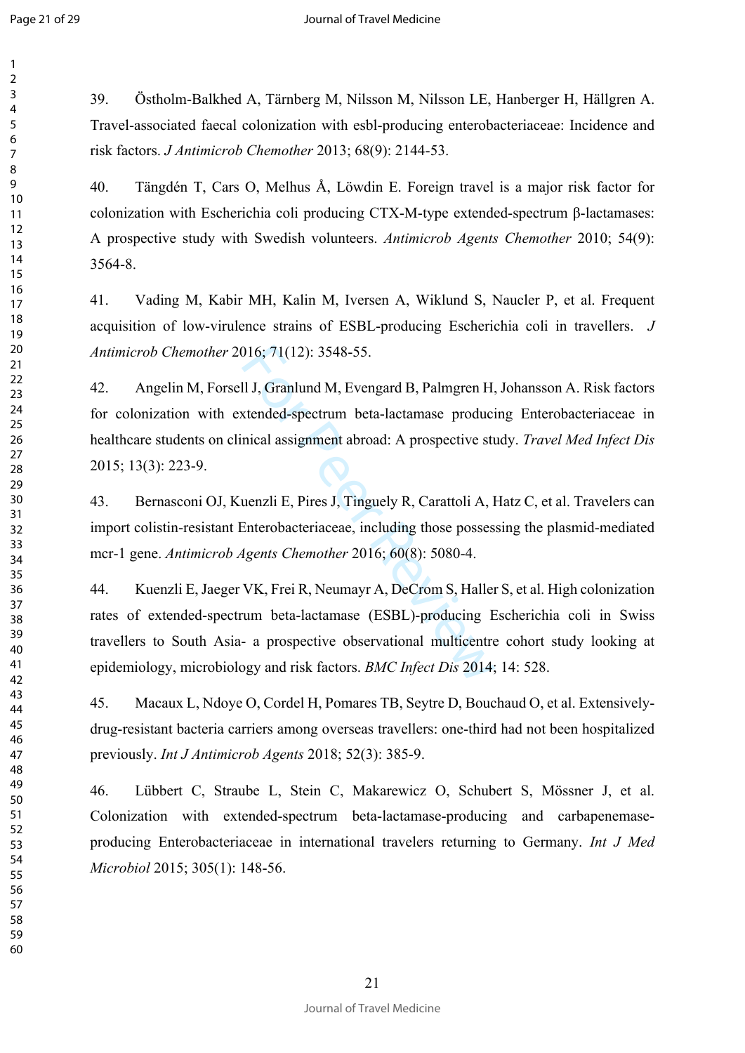39. Östholm-Balkhed A, Tärnberg M, Nilsson M, Nilsson LE, Hanberger H, Hällgren A. Travel-associated faecal colonization with esbl-producing enterobacteriaceae: Incidence and risk factors. *J Antimicrob Chemother* 2013; 68(9): 2144-53.

40. Tängdén T, Cars O, Melhus Å, Löwdin E. Foreign travel is a major risk factor for colonization with Escherichia coli producing CTX-M-type extended-spectrum β-lactamases: A prospective study with Swedish volunteers. *Antimicrob Agents Chemother* 2010; 54(9): 3564-8.

41. Vading M, Kabir MH, Kalin M, Iversen A, Wiklund S, Naucler P, et al. Frequent acquisition of low-virulence strains of ESBL-producing Escherichia coli in travellers. *J Antimicrob Chemother* 2016; 71(12): 3548-55.

42. Angelin M, Forsell J, Granlund M, Evengard B, Palmgren H, Johansson A. Risk factors for colonization with extended-spectrum beta-lactamase producing Enterobacteriaceae in healthcare students on clinical assignment abroad: A prospective study. *Travel Med Infect Dis* 2015; 13(3): 223-9.

43. Bernasconi OJ, Kuenzli E, Pires J, Tinguely R, Carattoli A, Hatz C, et al. Travelers can import colistin-resistant Enterobacteriaceae, including those possessing the plasmid-mediated mcr-1 gene. *Antimicrob Agents Chemother* 2016; 60(8): 5080-4.

44. Kuenzli E, Jaeger VK, Frei R, Neumayr A, DeCrom S, Haller S, et al. High colonization rates of extended-spectrum beta-lactamase (ESBL)-producing Escherichia coli in Swiss travellers to South Asia- a prospective observational multicentre cohort study looking at epidemiology, microbiology and risk factors. *BMC Infect Dis* 2014; 14: 528.

45. Macaux L, Ndoye O, Cordel H, Pomares TB, Seytre D, Bouchaud O, et al. Extensively-drug-resistant bacteria carriers among overseas travellers: one-third had not been hospitalized previously. *Int J Antimicrob Agents* 2018; 52(3): 385-9.

46. Lübbert C, Straube L, Stein C, Makarewicz O, Schubert S, Mössner J, et al. Colonization with extended-spectrum beta-lactamase-producing and carbapenemase-producing Enterobacteriaceae in international travelers returning to Germany. *Int J Med Microbiol* 2015; 305(1): 148-56.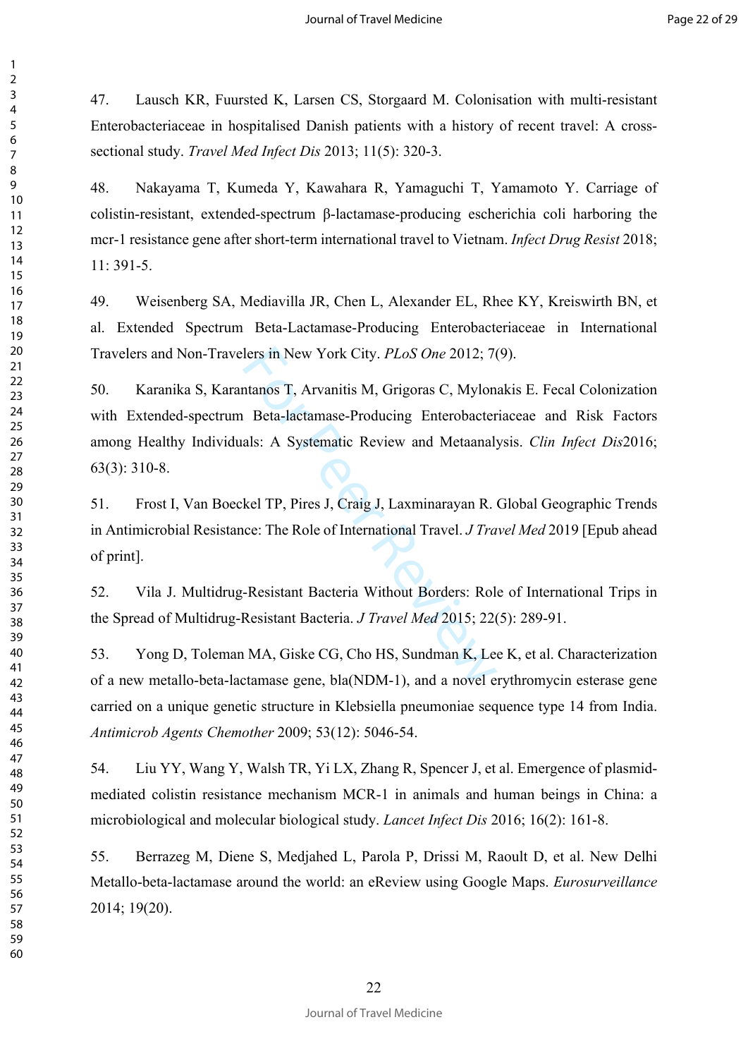47. Lausch KR, Fuursted K, Larsen CS, Storgaard M. Colonisation with multi-resistant Enterobacteriaceae in hospitalised Danish patients with a history of recent travel: A cross-sectional study. *Travel Med Infect Dis* 2013; 11(5): 320-3.

48. Nakayama T, Kumeda Y, Kawahara R, Yamaguchi T, Yamamoto Y. Carriage of colistin-resistant, extended-spectrum β-lactamase-producing escherichia coli harboring the mcr-1 resistance gene after short-term international travel to Vietnam. *Infect Drug Resist* 2018; 11: 391-5.

49. Weisenberg SA, Mediavilla JR, Chen L, Alexander EL, Rhee KY, Kreiswirth BN, et al. Extended Spectrum Beta-Lactamase-Producing Enterobacteriaceae in International Travelers and Non-Travelers in New York City. *PLoS One* 2012; 7(9).

50. Karanika S, Karantanos T, Arvanitis M, Grigoras C, Mylonakis E. Fecal Colonization with Extended-spectrum Beta-lactamase-Producing Enterobacteriaceae and Risk Factors among Healthy Individuals: A Systematic Review and Metaanalysis. *Clin Infect Dis*2016; 63(3): 310-8.

51. Frost I, Van Boeckel TP, Pires J, Craig J, Laxminarayan R. Global Geographic Trends in Antimicrobial Resistance: The Role of International Travel. *J Travel Med* 2019 [Epub ahead of print].

52. Vila J. Multidrug-Resistant Bacteria Without Borders: Role of International Trips in the Spread of Multidrug-Resistant Bacteria. *J Travel Med* 2015; 22(5): 289-91.

53. Yong D, Toleman MA, Giske CG, Cho HS, Sundman K, Lee K, et al. Characterization of a new metallo-beta-lactamase gene, bla(NDM-1), and a novel erythromycin esterase gene carried on a unique genetic structure in Klebsiella pneumoniae sequence type 14 from India. *Antimicrob Agents Chemother* 2009; 53(12): 5046-54.

54. Liu YY, Wang Y, Walsh TR, Yi LX, Zhang R, Spencer J, et al. Emergence of plasmid-mediated colistin resistance mechanism MCR-1 in animals and human beings in China: a microbiological and molecular biological study. *Lancet Infect Dis* 2016; 16(2): 161-8.

55. Berrazeg M, Diene S, Medjahed L, Parola P, Drissi M, Raoult D, et al. New Delhi Metallo-beta-lactamase around the world: an eReview using Google Maps. *Eurosurveillance* 2014; 19(20).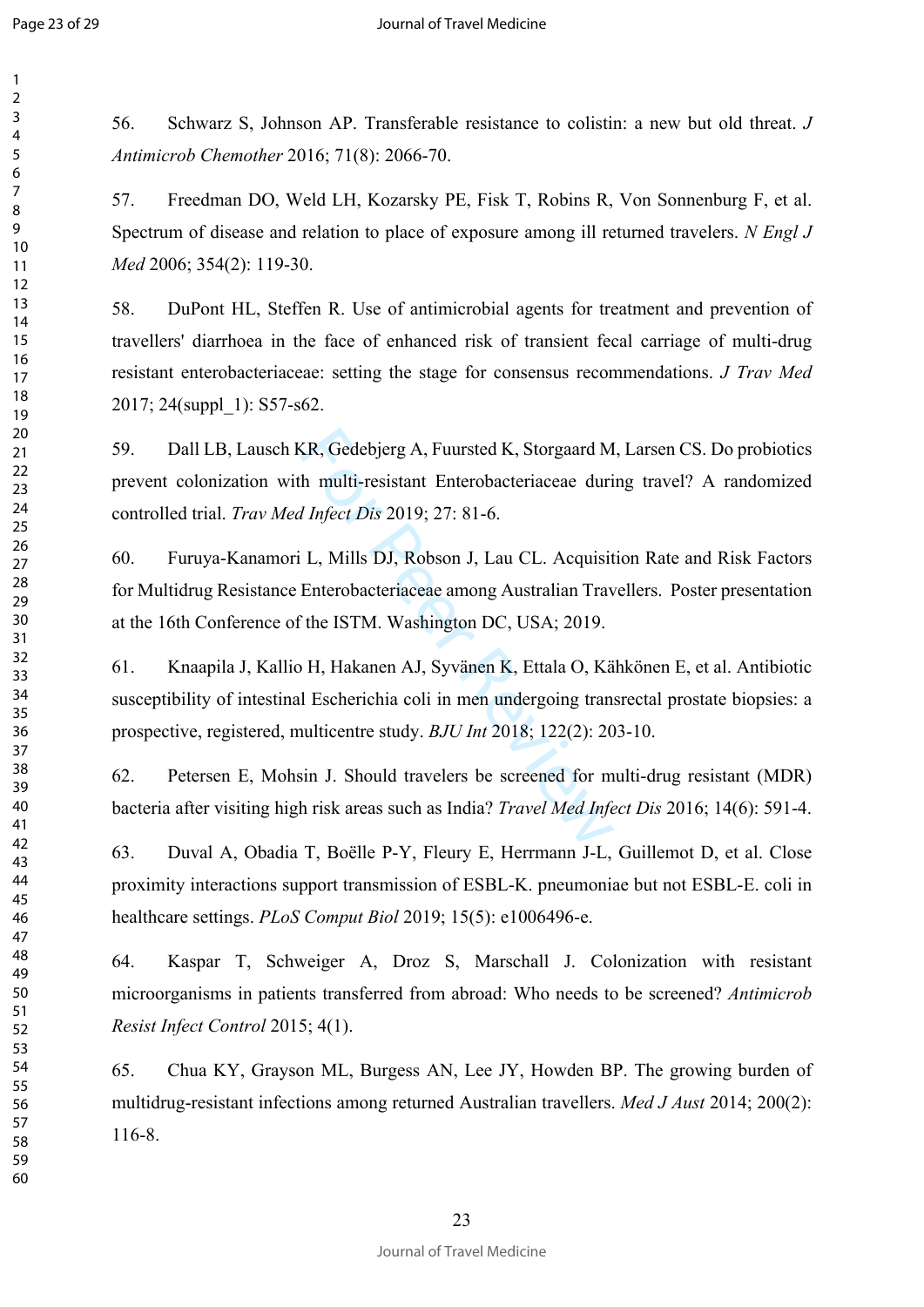56. Schwarz S, Johnson AP. Transferable resistance to colistin: a new but old threat. *J Antimicrob Chemother* 2016; 71(8): 2066-70.

57. Freedman DO, Weld LH, Kozarsky PE, Fisk T, Robins R, Von Sonnenburg F, et al. Spectrum of disease and relation to place of exposure among ill returned travelers. *N Engl J Med* 2006; 354(2): 119-30.

58. DuPont HL, Steffen R. Use of antimicrobial agents for treatment and prevention of travellers' diarrhoea in the face of enhanced risk of transient fecal carriage of multi-drug resistant enterobacteriaceae: setting the stage for consensus recommendations. *J Trav Med* 2017; 24(suppl_1): S57-s62.

59. Dall LB, Lausch KR, Gedebjerg A, Fuursted K, Storgaard M, Larsen CS. Do probiotics prevent colonization with multi-resistant Enterobacteriaceae during travel? A randomized controlled trial. *Trav Med Infect Dis* 2019; 27: 81-6.

60. Furuya-Kanamori L, Mills DJ, Robson J, Lau CL. Acquisition Rate and Risk Factors for Multidrug Resistance Enterobacteriaceae among Australian Travellers. Poster presentation at the 16th Conference of the ISTM. Washington DC, USA; 2019.

61. Knaapila J, Kallio H, Hakanen AJ, Syvänen K, Ettala O, Kähkönen E, et al. Antibiotic susceptibility of intestinal Escherichia coli in men undergoing transrectal prostate biopsies: a prospective, registered, multicentre study. *BJU Int* 2018; 122(2): 203-10.

62. Petersen E, Mohsin J. Should travelers be screened for multi-drug resistant (MDR) bacteria after visiting high risk areas such as India? *Travel Med Infect Dis* 2016; 14(6): 591-4.

63. Duval A, Obadia T, Boëlle P-Y, Fleury E, Herrmann J-L, Guillemot D, et al. Close proximity interactions support transmission of ESBL-K. pneumoniae but not ESBL-E. coli in healthcare settings. *PLoS Comput Biol* 2019; 15(5): e1006496-e.

64. Kaspar T, Schweiger A, Droz S, Marschall J. Colonization with resistant microorganisms in patients transferred from abroad: Who needs to be screened? *Antimicrob Resist Infect Control* 2015; 4(1).

65. Chua KY, Grayson ML, Burgess AN, Lee JY, Howden BP. The growing burden of multidrug-resistant infections among returned Australian travellers. *Med J Aust* 2014; 200(2): 116-8.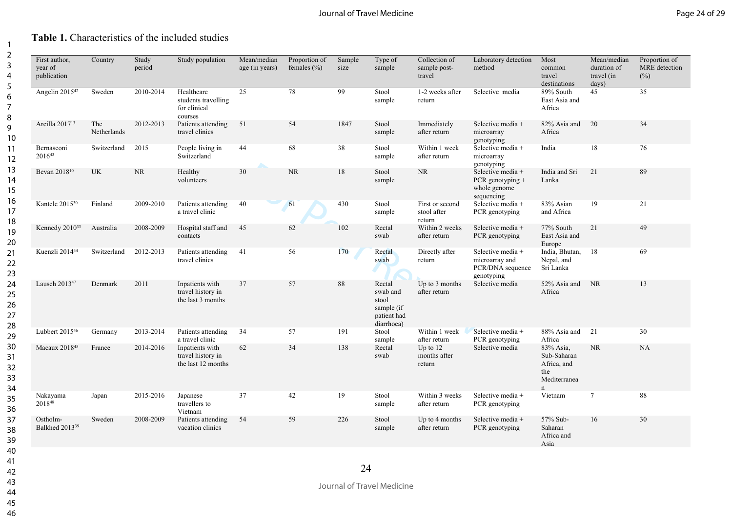**Table 1.** Characteristics of the included studies

| First author, year of publication | Country | Study period | Study population | Mean/median age (in years) | Proportion of females (%) | Sample size | Type of sample | Collection of sample post-travel | Laboratory detection method | Most common travel destinations | Mean/median duration of travel (in days) | Proportion of MRE detection (%) |
|---|---|---|---|---|---|---|---|---|---|---|---|---|
| Angelin 2015[42] | Sweden | 2010-2014 | Healthcare students travelling for clinical courses | 25 | 78 | 99 | Stool sample | 1-2 weeks after return | Selective media | 89% South East Asia and Africa | 45 | 35 |
| Arcilla 2017[13] | The Netherlands | 2012-2013 | Patients attending travel clinics | 51 | 54 | 1847 | Stool sample | Immediately after return | Selective media + microarray genotyping | 82% Asia and Africa | 20 | 34 |
| Bernasconi 2016[43] | Switzerland | 2015 | People living in Switzerland | 44 | 68 | 38 | Stool sample | Within 1 week after return | Selective media + microarray genotyping | India | 18 | 76 |
| Bevan 2018[10] | UK | NR | Healthy volunteers | 30 | NR | 18 | Stool sample | NR | Selective media + PCR genotyping + whole genome sequencing | India and Sri Lanka | 21 | 89 |
| Kantele 2015[30] | Finland | 2009-2010 | Patients attending a travel clinic | 40 | 61 | 430 | Stool sample | First or second stool after return | Selective media + PCR genotyping | 83% Asian and Africa | 19 | 21 |
| Kennedy 2010[33] | Australia | 2008-2009 | Hospital staff and contacts | 45 | 62 | 102 | Rectal swab | Within 2 weeks after return | Selective media + PCR genotyping | 77% South East Asia and Europe | 21 | 49 |
| Kuenzli 2014[44] | Switzerland | 2012-2013 | Patients attending travel clinics | 41 | 56 | 170 | Rectal swab | Directly after return | Selective media + microarray and PCR/DNA sequence genotyping | India, Bhutan, Nepal, and Sri Lanka | 18 | 69 |
| Lausch 2013[47] | Denmark | 2011 | Inpatients with travel history in the last 3 months | 37 | 57 | 88 | Rectal swab and stool sample (if patient had diarrhoea) | Up to 3 months after return | Selective media | 52% Asia and Africa | NR | 13 |
| Lubbert 2015[46] | Germany | 2013-2014 | Patients attending a travel clinic | 34 | 57 | 191 | Stool sample | Within 1 week after return | Selective media + PCR genotyping | 88% Asia and Africa | 21 | 30 |
| Macaux 2018[45] | France | 2014-2016 | Inpatients with travel history in the last 12 months | 62 | 34 | 138 | Rectal swab | Up to 12 months after return | Selective media | 83% Asia, Sub-Saharan Africa, and the Mediterranean | NR | NA |
| Nakayama 2018[48] | Japan | 2015-2016 | Japanese travellers to Vietnam | 37 | 42 | 19 | Stool sample | Within 3 weeks after return | Selective media + PCR genotyping | Vietnam | 7 | 88 |
| Ostholm-Balkhed 2013[39] | Sweden | 2008-2009 | Patients attending vacation clinics | 54 | 59 | 226 | Stool sample | Up to 4 months after return | Selective media + PCR genotyping | 57% Sub-Saharan Africa and Asia | 16 | 30 |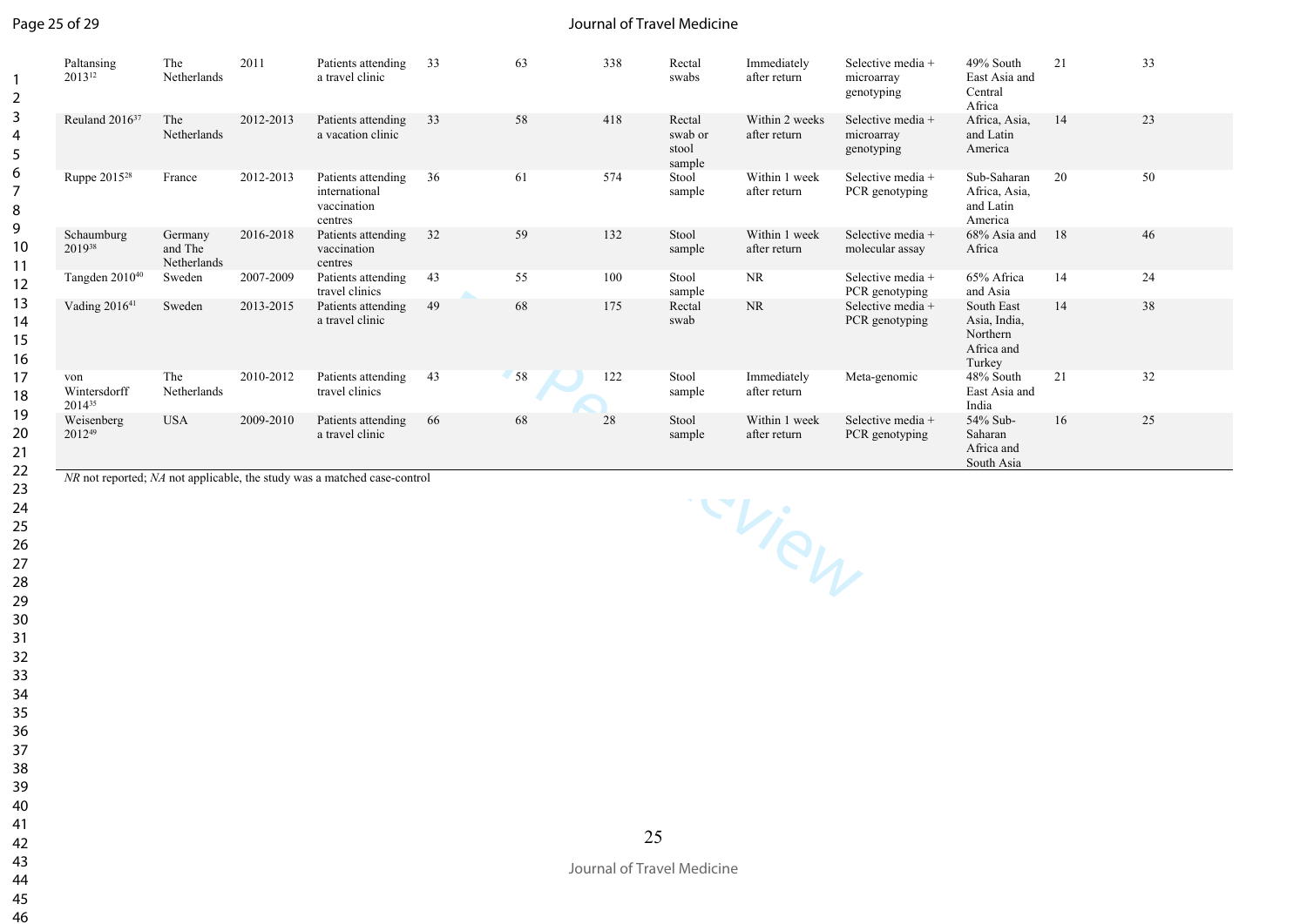| | | | | | | | | | | | | |
|---|---|---|---|---|---|---|---|---|---|---|---|---|
| Paltansing 2013[12] | The Netherlands | 2011 | Patients attending a travel clinic | 33 | 63 | 338 | Rectal swabs | Immediately after return | Selective media + microarray genotyping | 49% South East Asia and Central Africa | 21 | 33 |
| Reuland 2016[37] | The Netherlands | 2012-2013 | Patients attending a vacation clinic | 33 | 58 | 418 | Rectal swab or stool sample | Within 2 weeks after return | Selective media + microarray genotyping | Africa, Asia, and Latin America | 14 | 23 |
| Ruppe 2015[28] | France | 2012-2013 | Patients attending international vaccination centres | 36 | 61 | 574 | Stool sample | Within 1 week after return | Selective media + PCR genotyping | Sub-Saharan Africa, Asia, and Latin America | 20 | 50 |
| Schaumburg 2019[38] | Germany and The Netherlands | 2016-2018 | Patients attending vaccination centres | 32 | 59 | 132 | Stool sample | Within 1 week after return | Selective media + molecular assay | 68% Asia and Africa | 18 | 46 |
| Tangden 2010[40] | Sweden | 2007-2009 | Patients attending travel clinics | 43 | 55 | 100 | Stool sample | NR | Selective media + PCR genotyping | 65% Africa and Asia | 14 | 24 |
| Vading 2016[41] | Sweden | 2013-2015 | Patients attending a travel clinic | 49 | 68 | 175 | Rectal swab | NR | Selective media + PCR genotyping | South East Asia, India, Northern Africa and Turkey | 14 | 38 |
| von Wintersdorff 2014[35] | The Netherlands | 2010-2012 | Patients attending travel clinics | 43 | 58 | 122 | Stool sample | Immediately after return | Meta-genomic | 48% South East Asia and India | 21 | 32 |
| Weisenberg 2012[49] | USA | 2009-2010 | Patients attending a travel clinic | 66 | 68 | 28 | Stool sample | Within 1 week after return | Selective media + PCR genotyping | 54% Sub-Saharan Africa and South Asia | 16 | 25 |

*NR* not reported; *NA* not applicable, the study was a matched case-control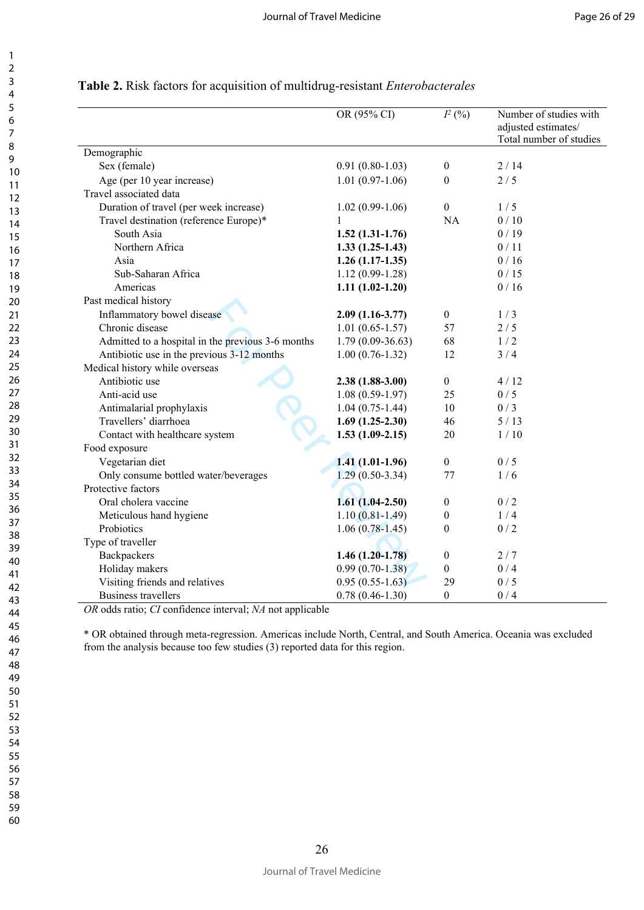**Table 2.** Risk factors for acquisition of multidrug-resistant *Enterobacterales*

| | OR (95% CI) | $I^2$ (%) | Number of studies with adjusted estimates/ Total number of studies |
|---|---|---|---|
| Demographic | | | |
| Sex (female) | 0.91 (0.80-1.03) | 0 | 2 / 14 |
| Age (per 10 year increase) | 1.01 (0.97-1.06) | 0 | 2 / 5 |
| Travel associated data | | | |
| Duration of travel (per week increase) | 1.02 (0.99-1.06) | 0 | 1 / 5 |
| Travel destination (reference Europe)* | 1 | NA | 0 / 10 |
| South Asia | **1.52 (1.31-1.76)** | | 0 / 19 |
| Northern Africa | **1.33 (1.25-1.43)** | | 0 / 11 |
| Asia | **1.26 (1.17-1.35)** | | 0 / 16 |
| Sub-Saharan Africa | 1.12 (0.99-1.28) | | 0 / 15 |
| Americas | **1.11 (1.02-1.20)** | | 0 / 16 |
| Past medical history | | | |
| Inflammatory bowel disease | **2.09 (1.16-3.77)** | 0 | 1 / 3 |
| Chronic disease | 1.01 (0.65-1.57) | 57 | 2 / 5 |
| Admitted to a hospital in the previous 3-6 months | 1.79 (0.09-36.63) | 68 | 1 / 2 |
| Antibiotic use in the previous 3-12 months | 1.00 (0.76-1.32) | 12 | 3 / 4 |
| Medical history while overseas | | | |
| Antibiotic use | **2.38 (1.88-3.00)** | 0 | 4 / 12 |
| Anti-acid use | 1.08 (0.59-1.97) | 25 | 0 / 5 |
| Antimalarial prophylaxis | 1.04 (0.75-1.44) | 10 | 0 / 3 |
| Travellers' diarrhoea | **1.69 (1.25-2.30)** | 46 | 5 / 13 |
| Contact with healthcare system | **1.53 (1.09-2.15)** | 20 | 1 / 10 |
| Food exposure | | | |
| Vegetarian diet | **1.41 (1.01-1.96)** | 0 | 0 / 5 |
| Only consume bottled water/beverages | 1.29 (0.50-3.34) | 77 | 1 / 6 |
| Protective factors | | | |
| Oral cholera vaccine | **1.61 (1.04-2.50)** | 0 | 0 / 2 |
| Meticulous hand hygiene | 1.10 (0.81-1.49) | 0 | 1 / 4 |
| Probiotics | 1.06 (0.78-1.45) | 0 | 0 / 2 |
| Type of traveller | | | |
| Backpackers | **1.46 (1.20-1.78)** | 0 | 2 / 7 |
| Holiday makers | 0.99 (0.70-1.38) | 0 | 0 / 4 |
| Visiting friends and relatives | 0.95 (0.55-1.63) | 29 | 0 / 5 |
| Business travellers | 0.78 (0.46-1.30) | 0 | 0 / 4 |

*OR* odds ratio; *CI* confidence interval; *NA* not applicable

\* OR obtained through meta-regression. Americas include North, Central, and South America. Oceania was excluded from the analysis because too few studies (3) reported data for this region.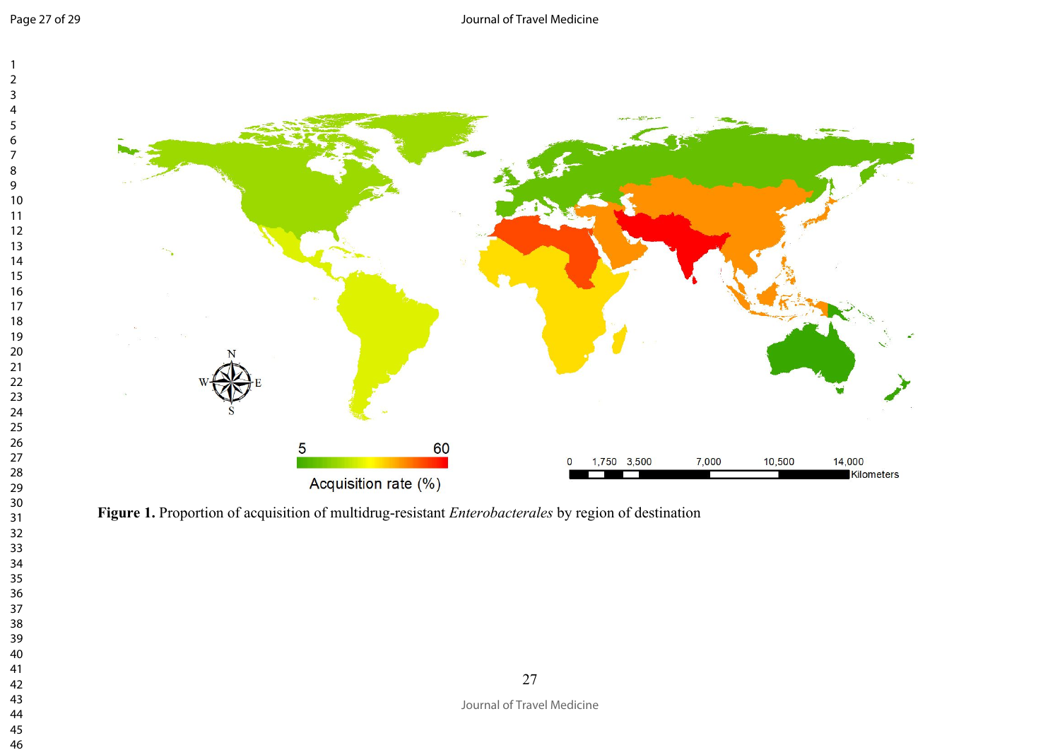**Figure 1.** Proportion of acquisition of multidrug-resistant *Enterobacterales* by region of destination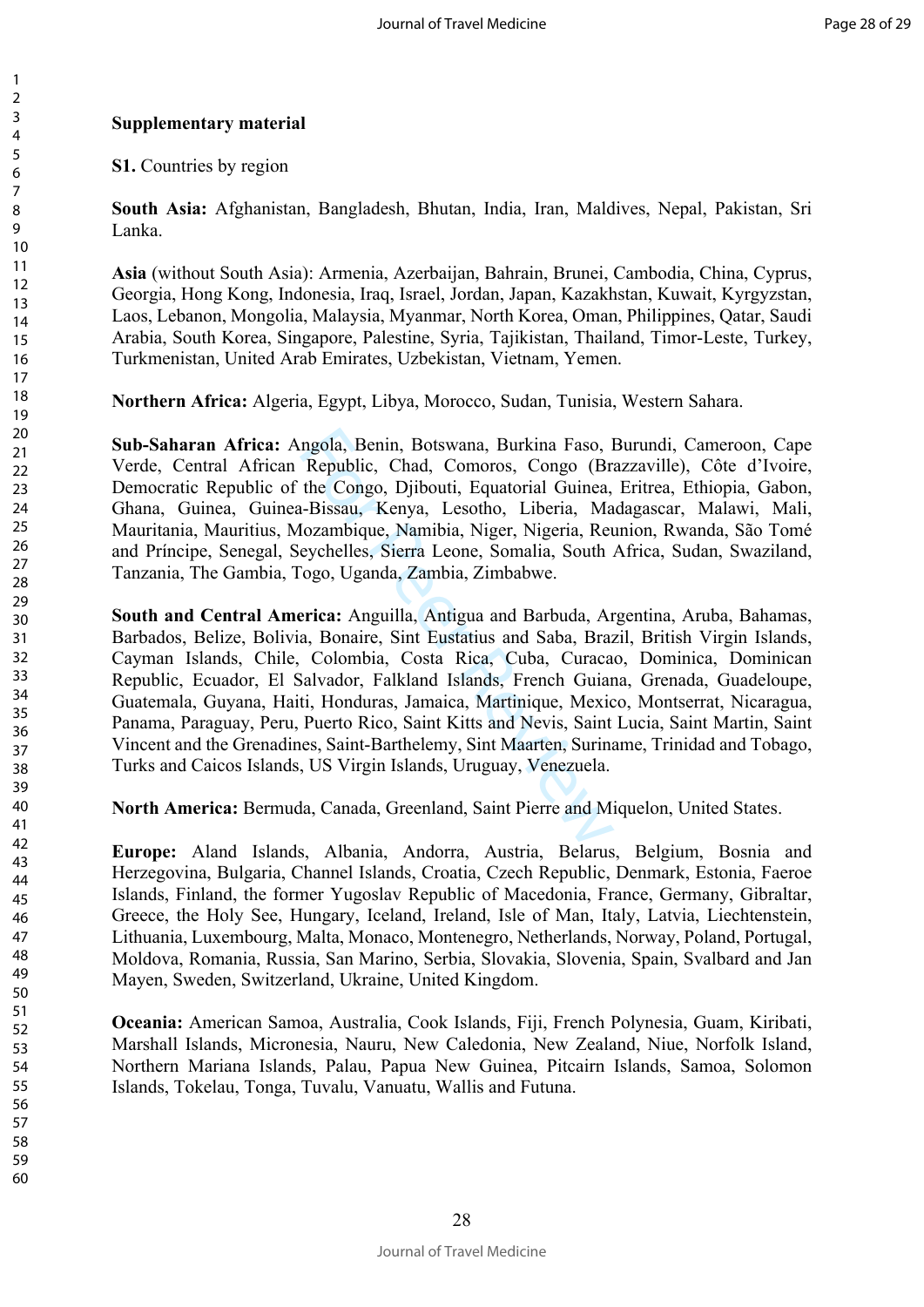**Supplementary material**

**S1.** Countries by region

**South Asia:** Afghanistan, Bangladesh, Bhutan, India, Iran, Maldives, Nepal, Pakistan, Sri Lanka.

**Asia** (without South Asia): Armenia, Azerbaijan, Bahrain, Brunei, Cambodia, China, Cyprus, Georgia, Hong Kong, Indonesia, Iraq, Israel, Jordan, Japan, Kazakhstan, Kuwait, Kyrgyzstan, Laos, Lebanon, Mongolia, Malaysia, Myanmar, North Korea, Oman, Philippines, Qatar, Saudi Arabia, South Korea, Singapore, Palestine, Syria, Tajikistan, Thailand, Timor-Leste, Turkey, Turkmenistan, United Arab Emirates, Uzbekistan, Vietnam, Yemen.

**Northern Africa:** Algeria, Egypt, Libya, Morocco, Sudan, Tunisia, Western Sahara.

**Sub-Saharan Africa:** Angola, Benin, Botswana, Burkina Faso, Burundi, Cameroon, Cape Verde, Central African Republic, Chad, Comoros, Congo (Brazzaville), Côte d'Ivoire, Democratic Republic of the Congo, Djibouti, Equatorial Guinea, Eritrea, Ethiopia, Gabon, Ghana, Guinea, Guinea-Bissau, Kenya, Lesotho, Liberia, Madagascar, Malawi, Mali, Mauritania, Mauritius, Mozambique, Namibia, Niger, Nigeria, Reunion, Rwanda, São Tomé and Príncipe, Senegal, Seychelles, Sierra Leone, Somalia, South Africa, Sudan, Swaziland, Tanzania, The Gambia, Togo, Uganda, Zambia, Zimbabwe.

**South and Central America:** Anguilla, Antigua and Barbuda, Argentina, Aruba, Bahamas, Barbados, Belize, Bolivia, Bonaire, Sint Eustatius and Saba, Brazil, British Virgin Islands, Cayman Islands, Chile, Colombia, Costa Rica, Cuba, Curacao, Dominica, Dominican Republic, Ecuador, El Salvador, Falkland Islands, French Guiana, Grenada, Guadeloupe, Guatemala, Guyana, Haiti, Honduras, Jamaica, Martinique, Mexico, Montserrat, Nicaragua, Panama, Paraguay, Peru, Puerto Rico, Saint Kitts and Nevis, Saint Lucia, Saint Martin, Saint Vincent and the Grenadines, Saint-Barthelemy, Sint Maarten, Suriname, Trinidad and Tobago, Turks and Caicos Islands, US Virgin Islands, Uruguay, Venezuela.

**North America:** Bermuda, Canada, Greenland, Saint Pierre and Miquelon, United States.

**Europe:** Aland Islands, Albania, Andorra, Austria, Belarus, Belgium, Bosnia and Herzegovina, Bulgaria, Channel Islands, Croatia, Czech Republic, Denmark, Estonia, Faeroe Islands, Finland, the former Yugoslav Republic of Macedonia, France, Germany, Gibraltar, Greece, the Holy See, Hungary, Iceland, Ireland, Isle of Man, Italy, Latvia, Liechtenstein, Lithuania, Luxembourg, Malta, Monaco, Montenegro, Netherlands, Norway, Poland, Portugal, Moldova, Romania, Russia, San Marino, Serbia, Slovakia, Slovenia, Spain, Svalbard and Jan Mayen, Sweden, Switzerland, Ukraine, United Kingdom.

**Oceania:** American Samoa, Australia, Cook Islands, Fiji, French Polynesia, Guam, Kiribati, Marshall Islands, Micronesia, Nauru, New Caledonia, New Zealand, Niue, Norfolk Island, Northern Mariana Islands, Palau, Papua New Guinea, Pitcairn Islands, Samoa, Solomon Islands, Tokelau, Tonga, Tuvalu, Vanuatu, Wallis and Futuna.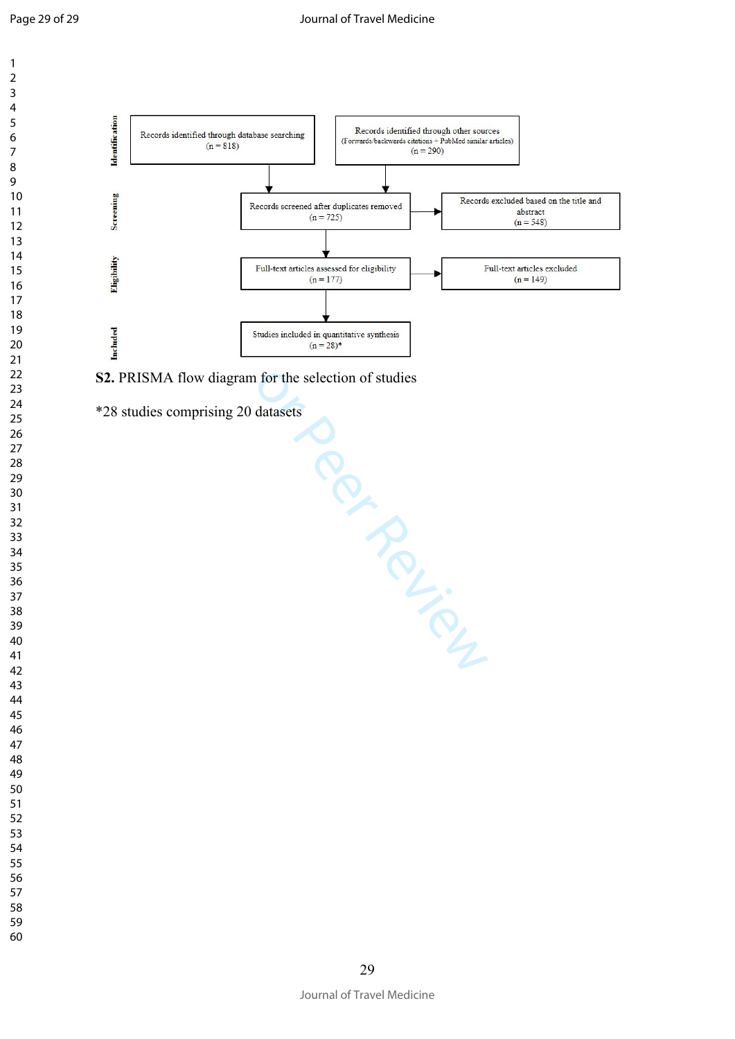Identification

Records identified through database searching
(n = 818)

Records identified through other sources
(Forwards/backwards citations + PubMed similar articles)
(n = 290)

Screening

Records screened after duplicates removed
(n = 725)

Records excluded based on the title and abstract
(n = 548)

Eligibility

Full-text articles assessed for eligibility
(n = 177)

Full-text articles excluded
(n = 149)

Included

Studies included in quantitative synthesis
(n = 28)*

**S2.** PRISMA flow diagram for the selection of studies

*28 studies comprising 20 datasets